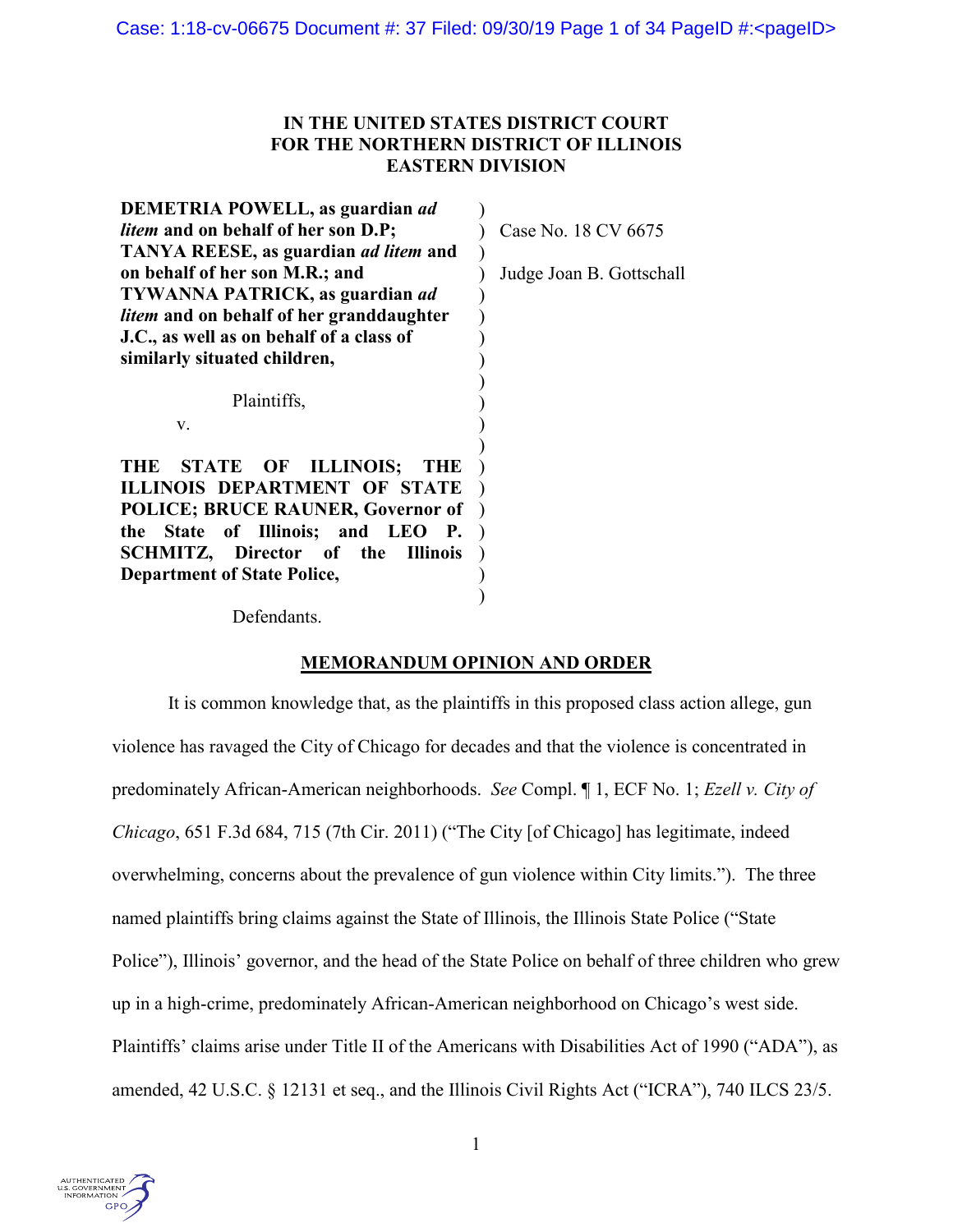**IN THE UNITED STATES DISTRICT COURT**
**FOR THE NORTHERN DISTRICT OF ILLINOIS**
**EASTERN DIVISION**

| | |
|---|---|
| **DEMETRIA POWELL, as guardian *ad litem* and on behalf of her son D.P; TANYA REESE, as guardian *ad litem* and on behalf of her son M.R.; and TYWANNA PATRICK, as guardian *ad litem* and on behalf of her granddaughter J.C., as well as on behalf of a class of similarly situated children,** | Case No. 18 CV 6675 |
| Plaintiffs, | Judge Joan B. Gottschall |
| v. | |
| **THE STATE OF ILLINOIS; THE ILLINOIS DEPARTMENT OF STATE POLICE; BRUCE RAUNER, Governor of the State of Illinois; and LEO P. SCHMITZ, Director of the Illinois Department of State Police,** | |
| Defendants. | |

**MEMORANDUM OPINION AND ORDER**

It is common knowledge that, as the plaintiffs in this proposed class action allege, gun violence has ravaged the City of Chicago for decades and that the violence is concentrated in predominately African-American neighborhoods. *See* Compl. ¶ 1, ECF No. 1; *Ezell v. City of Chicago*, 651 F.3d 684, 715 (7th Cir. 2011) ("The City [of Chicago] has legitimate, indeed overwhelming, concerns about the prevalence of gun violence within City limits."). The three named plaintiffs bring claims against the State of Illinois, the Illinois State Police ("State Police"), Illinois' governor, and the head of the State Police on behalf of three children who grew up in a high-crime, predominately African-American neighborhood on Chicago's west side. Plaintiffs' claims arise under Title II of the Americans with Disabilities Act of 1990 ("ADA"), as amended, 42 U.S.C. § 12131 et seq., and the Illinois Civil Rights Act ("ICRA"), 740 ILCS 23/5.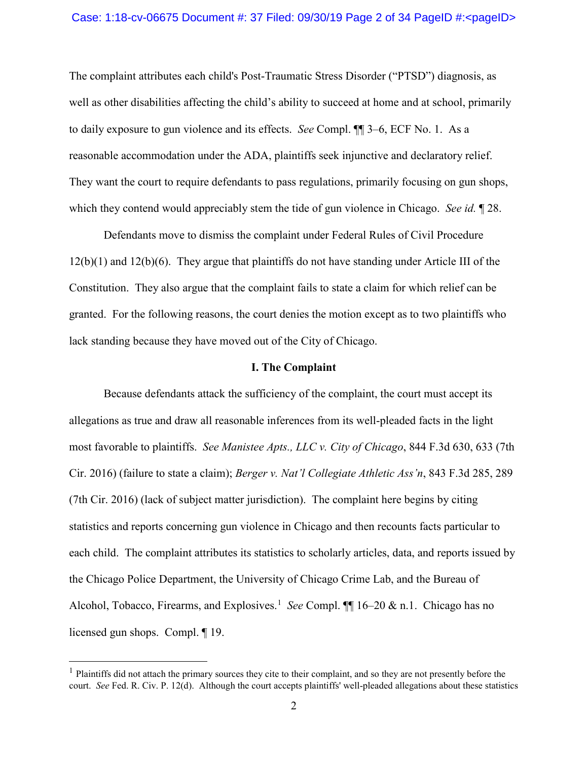The complaint attributes each child's Post-Traumatic Stress Disorder ("PTSD") diagnosis, as well as other disabilities affecting the child's ability to succeed at home and at school, primarily to daily exposure to gun violence and its effects. *See* Compl. ¶¶ 3–6, ECF No. 1. As a reasonable accommodation under the ADA, plaintiffs seek injunctive and declaratory relief. They want the court to require defendants to pass regulations, primarily focusing on gun shops, which they contend would appreciably stem the tide of gun violence in Chicago. *See id.* ¶ 28.

Defendants move to dismiss the complaint under Federal Rules of Civil Procedure 12(b)(1) and 12(b)(6). They argue that plaintiffs do not have standing under Article III of the Constitution. They also argue that the complaint fails to state a claim for which relief can be granted. For the following reasons, the court denies the motion except as to two plaintiffs who lack standing because they have moved out of the City of Chicago.

## I. The Complaint

Because defendants attack the sufficiency of the complaint, the court must accept its allegations as true and draw all reasonable inferences from its well-pleaded facts in the light most favorable to plaintiffs. *See Manistee Apts., LLC v. City of Chicago*, 844 F.3d 630, 633 (7th Cir. 2016) (failure to state a claim); *Berger v. Nat'l Collegiate Athletic Ass'n*, 843 F.3d 285, 289 (7th Cir. 2016) (lack of subject matter jurisdiction). The complaint here begins by citing statistics and reports concerning gun violence in Chicago and then recounts facts particular to each child. The complaint attributes its statistics to scholarly articles, data, and reports issued by the Chicago Police Department, the University of Chicago Crime Lab, and the Bureau of Alcohol, Tobacco, Firearms, and Explosives.[1] *See* Compl. ¶¶ 16–20 & n.1. Chicago has no licensed gun shops. Compl. ¶ 19.

[1] Plaintiffs did not attach the primary sources they cite to their complaint, and so they are not presently before the court. *See* Fed. R. Civ. P. 12(d). Although the court accepts plaintiffs' well-pleaded allegations about these statistics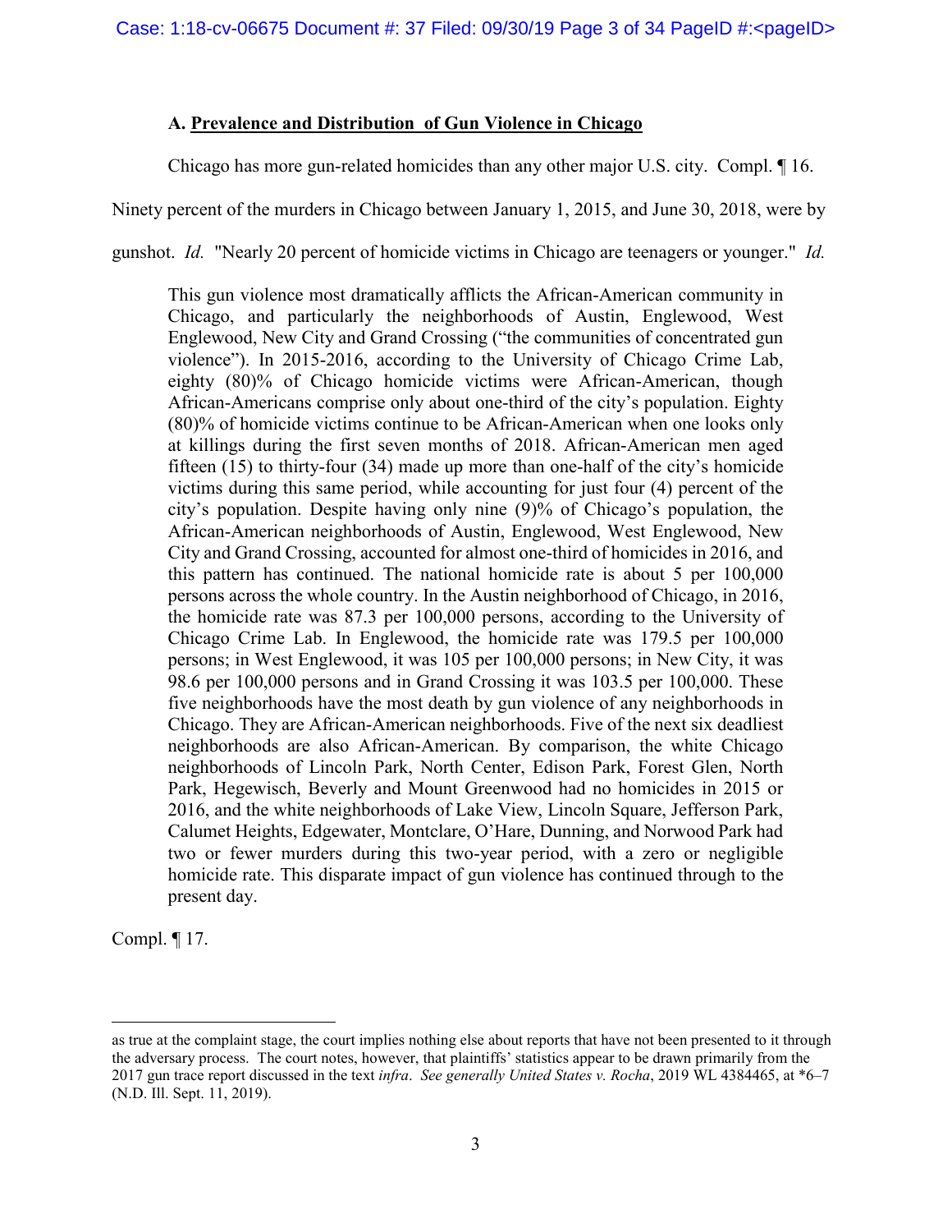### A. Prevalence and Distribution of Gun Violence in Chicago

Chicago has more gun-related homicides than any other major U.S. city. Compl. ¶ 16. Ninety percent of the murders in Chicago between January 1, 2015, and June 30, 2018, were by gunshot. *Id.* "Nearly 20 percent of homicide victims in Chicago are teenagers or younger." *Id.*

> This gun violence most dramatically afflicts the African-American community in Chicago, and particularly the neighborhoods of Austin, Englewood, West Englewood, New City and Grand Crossing ("the communities of concentrated gun violence"). In 2015-2016, according to the University of Chicago Crime Lab, eighty (80)% of Chicago homicide victims were African-American, though African-Americans comprise only about one-third of the city's population. Eighty (80)% of homicide victims continue to be African-American when one looks only at killings during the first seven months of 2018. African-American men aged fifteen (15) to thirty-four (34) made up more than one-half of the city's homicide victims during this same period, while accounting for just four (4) percent of the city's population. Despite having only nine (9)% of Chicago's population, the African-American neighborhoods of Austin, Englewood, West Englewood, New City and Grand Crossing, accounted for almost one-third of homicides in 2016, and this pattern has continued. The national homicide rate is about 5 per 100,000 persons across the whole country. In the Austin neighborhood of Chicago, in 2016, the homicide rate was 87.3 per 100,000 persons, according to the University of Chicago Crime Lab. In Englewood, the homicide rate was 179.5 per 100,000 persons; in West Englewood, it was 105 per 100,000 persons; in New City, it was 98.6 per 100,000 persons and in Grand Crossing it was 103.5 per 100,000. These five neighborhoods have the most death by gun violence of any neighborhoods in Chicago. They are African-American neighborhoods. Five of the next six deadliest neighborhoods are also African-American. By comparison, the white Chicago neighborhoods of Lincoln Park, North Center, Edison Park, Forest Glen, North Park, Hegewisch, Beverly and Mount Greenwood had no homicides in 2015 or 2016, and the white neighborhoods of Lake View, Lincoln Square, Jefferson Park, Calumet Heights, Edgewater, Montclare, O'Hare, Dunning, and Norwood Park had two or fewer murders during this two-year period, with a zero or negligible homicide rate. This disparate impact of gun violence has continued through to the present day.

Compl. ¶ 17.

---

as true at the complaint stage, the court implies nothing else about reports that have not been presented to it through the adversary process. The court notes, however, that plaintiffs' statistics appear to be drawn primarily from the 2017 gun trace report discussed in the text *infra*. *See generally United States v. Rocha*, 2019 WL 4384465, at *6–7 (N.D. Ill. Sept. 11, 2019).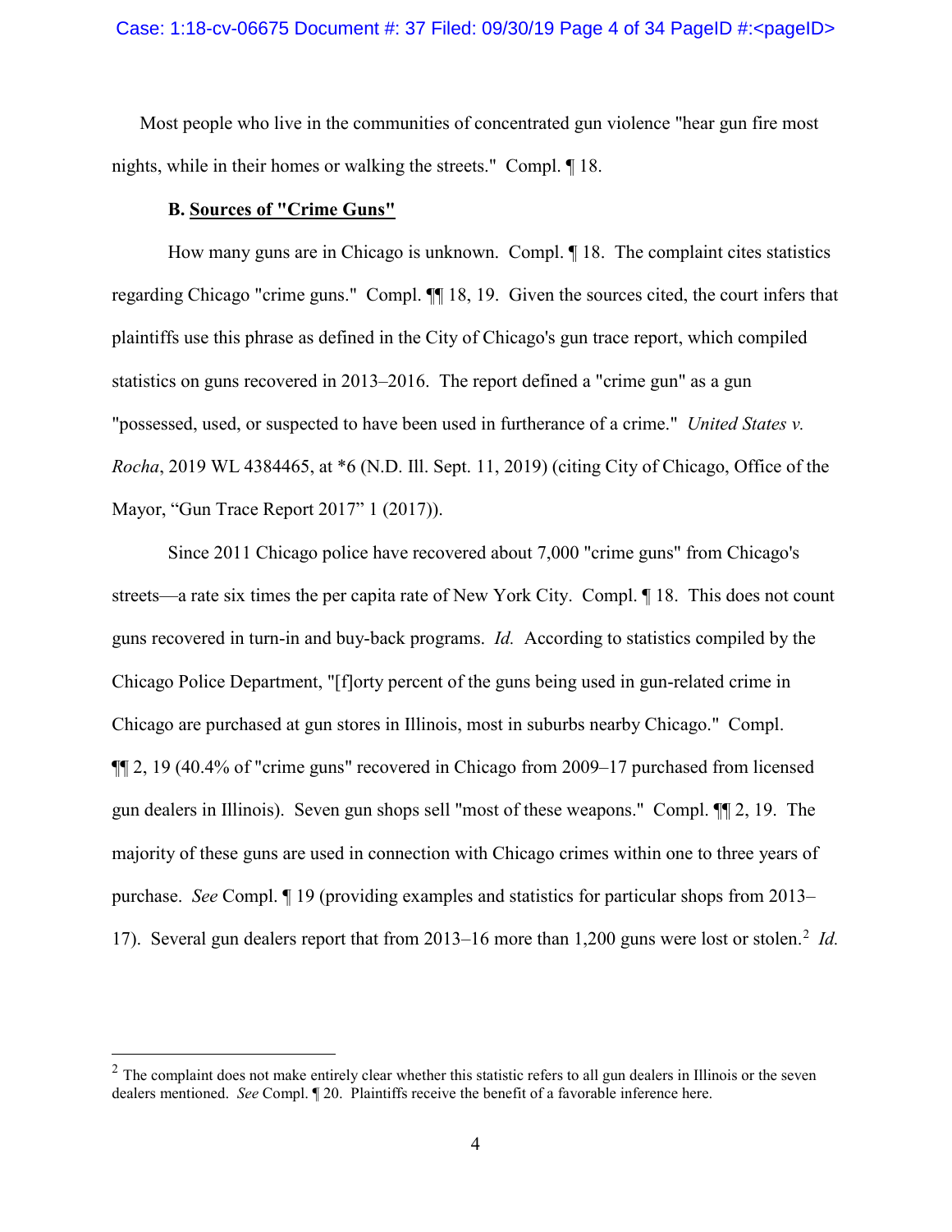Most people who live in the communities of concentrated gun violence "hear gun fire most nights, while in their homes or walking the streets." Compl. ¶ 18.

**B. <u>Sources of "Crime Guns"</u>**

How many guns are in Chicago is unknown. Compl. ¶ 18. The complaint cites statistics regarding Chicago "crime guns." Compl. ¶¶ 18, 19. Given the sources cited, the court infers that plaintiffs use this phrase as defined in the City of Chicago's gun trace report, which compiled statistics on guns recovered in 2013–2016. The report defined a "crime gun" as a gun "possessed, used, or suspected to have been used in furtherance of a crime." *United States v. Rocha*, 2019 WL 4384465, at *6 (N.D. Ill. Sept. 11, 2019) (citing City of Chicago, Office of the Mayor, "Gun Trace Report 2017" 1 (2017)).

Since 2011 Chicago police have recovered about 7,000 "crime guns" from Chicago's streets—a rate six times the per capita rate of New York City. Compl. ¶ 18. This does not count guns recovered in turn-in and buy-back programs. *Id.* According to statistics compiled by the Chicago Police Department, "[f]orty percent of the guns being used in gun-related crime in Chicago are purchased at gun stores in Illinois, most in suburbs nearby Chicago." Compl. ¶¶ 2, 19 (40.4% of "crime guns" recovered in Chicago from 2009–17 purchased from licensed gun dealers in Illinois). Seven gun shops sell "most of these weapons." Compl. ¶¶ 2, 19. The majority of these guns are used in connection with Chicago crimes within one to three years of purchase. *See* Compl. ¶ 19 (providing examples and statistics for particular shops from 2013–17). Several gun dealers report that from 2013–16 more than 1,200 guns were lost or stolen.[2] *Id.*

---

[2] The complaint does not make entirely clear whether this statistic refers to all gun dealers in Illinois or the seven dealers mentioned. *See* Compl. ¶ 20. Plaintiffs receive the benefit of a favorable inference here.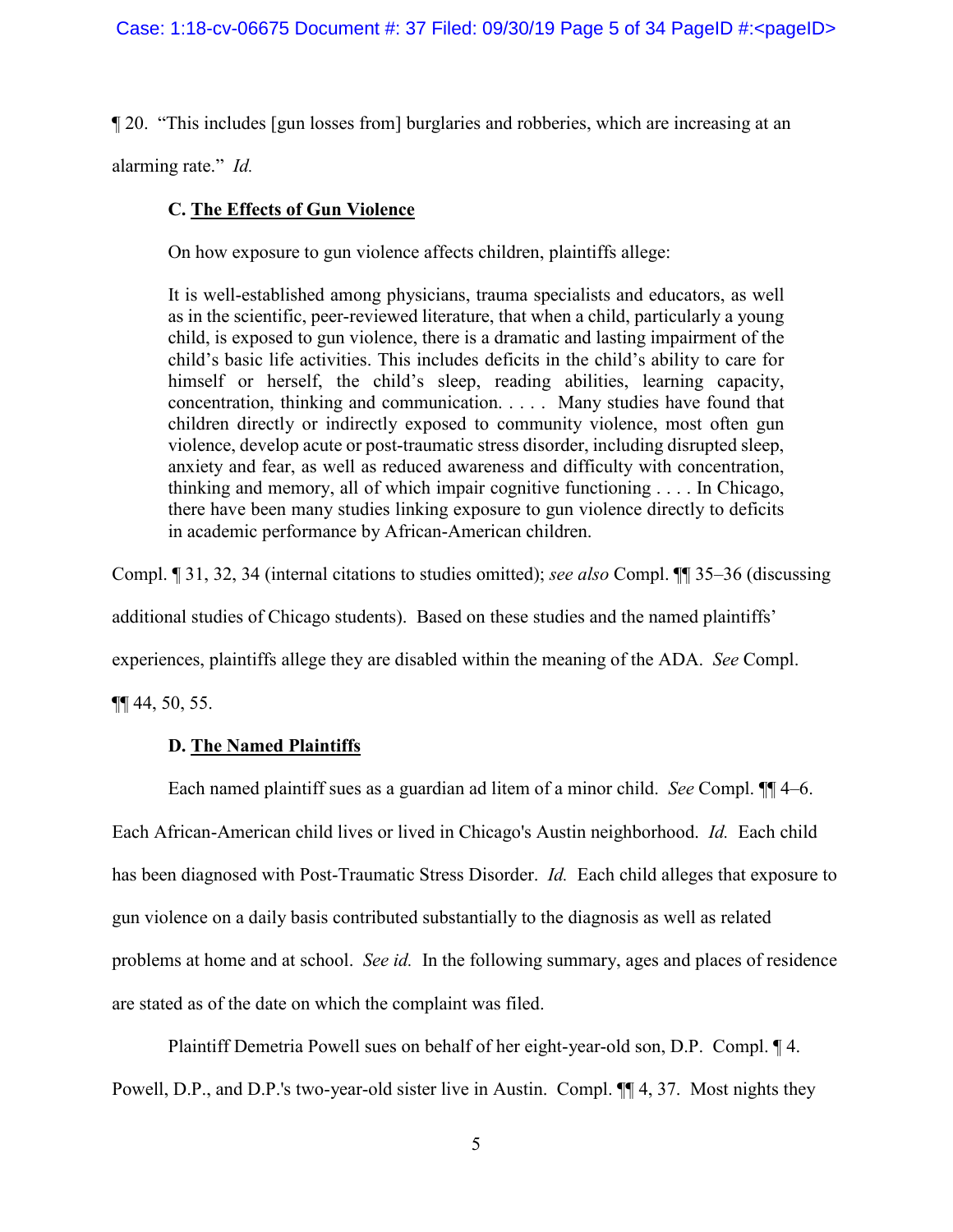¶ 20. "This includes [gun losses from] burglaries and robberies, which are increasing at an alarming rate." *Id.*

### C. The Effects of Gun Violence

On how exposure to gun violence affects children, plaintiffs allege:

> It is well-established among physicians, trauma specialists and educators, as well as in the scientific, peer-reviewed literature, that when a child, particularly a young child, is exposed to gun violence, there is a dramatic and lasting impairment of the child's basic life activities. This includes deficits in the child's ability to care for himself or herself, the child's sleep, reading abilities, learning capacity, concentration, thinking and communication. . . . . Many studies have found that children directly or indirectly exposed to community violence, most often gun violence, develop acute or post-traumatic stress disorder, including disrupted sleep, anxiety and fear, as well as reduced awareness and difficulty with concentration, thinking and memory, all of which impair cognitive functioning . . . . In Chicago, there have been many studies linking exposure to gun violence directly to deficits in academic performance by African-American children.

Compl. ¶ 31, 32, 34 (internal citations to studies omitted); *see also* Compl. ¶¶ 35–36 (discussing additional studies of Chicago students). Based on these studies and the named plaintiffs' experiences, plaintiffs allege they are disabled within the meaning of the ADA. *See* Compl. ¶¶ 44, 50, 55.

### D. The Named Plaintiffs

Each named plaintiff sues as a guardian ad litem of a minor child. *See* Compl. ¶¶ 4–6. Each African-American child lives or lived in Chicago's Austin neighborhood. *Id.* Each child has been diagnosed with Post-Traumatic Stress Disorder. *Id.* Each child alleges that exposure to gun violence on a daily basis contributed substantially to the diagnosis as well as related problems at home and at school. *See id.* In the following summary, ages and places of residence are stated as of the date on which the complaint was filed.

Plaintiff Demetria Powell sues on behalf of her eight-year-old son, D.P. Compl. ¶ 4. Powell, D.P., and D.P.'s two-year-old sister live in Austin. Compl. ¶¶ 4, 37. Most nights they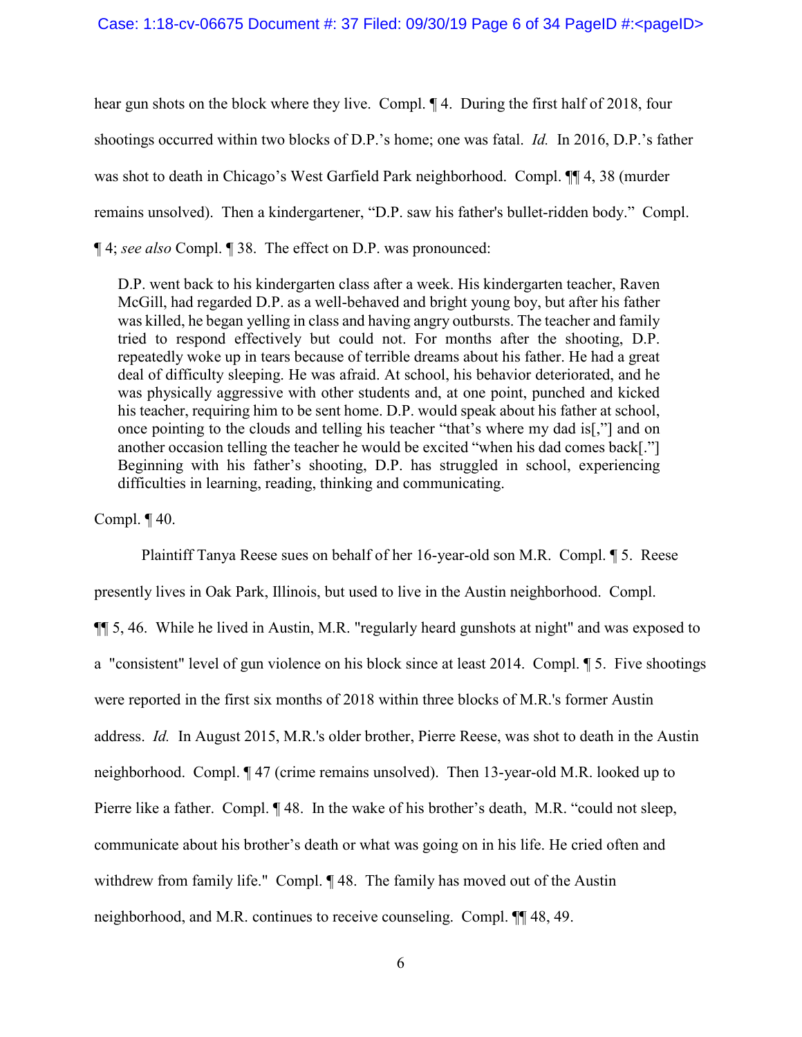hear gun shots on the block where they live. Compl. ¶ 4. During the first half of 2018, four shootings occurred within two blocks of D.P.'s home; one was fatal. *Id.* In 2016, D.P.'s father was shot to death in Chicago's West Garfield Park neighborhood. Compl. ¶¶ 4, 38 (murder remains unsolved). Then a kindergartener, "D.P. saw his father's bullet-ridden body." Compl. ¶ 4; *see also* Compl. ¶ 38. The effect on D.P. was pronounced:

> D.P. went back to his kindergarten class after a week. His kindergarten teacher, Raven McGill, had regarded D.P. as a well-behaved and bright young boy, but after his father was killed, he began yelling in class and having angry outbursts. The teacher and family tried to respond effectively but could not. For months after the shooting, D.P. repeatedly woke up in tears because of terrible dreams about his father. He had a great deal of difficulty sleeping. He was afraid. At school, his behavior deteriorated, and he was physically aggressive with other students and, at one point, punched and kicked his teacher, requiring him to be sent home. D.P. would speak about his father at school, once pointing to the clouds and telling his teacher "that's where my dad is[,"] and on another occasion telling the teacher he would be excited "when his dad comes back[."] Beginning with his father's shooting, D.P. has struggled in school, experiencing difficulties in learning, reading, thinking and communicating.

Compl. ¶ 40.

Plaintiff Tanya Reese sues on behalf of her 16-year-old son M.R. Compl. ¶ 5. Reese presently lives in Oak Park, Illinois, but used to live in the Austin neighborhood. Compl. ¶¶ 5, 46. While he lived in Austin, M.R. "regularly heard gunshots at night" and was exposed to a "consistent" level of gun violence on his block since at least 2014. Compl. ¶ 5. Five shootings were reported in the first six months of 2018 within three blocks of M.R.'s former Austin address. *Id.* In August 2015, M.R.'s older brother, Pierre Reese, was shot to death in the Austin neighborhood. Compl. ¶ 47 (crime remains unsolved). Then 13-year-old M.R. looked up to Pierre like a father. Compl. ¶ 48. In the wake of his brother's death, M.R. "could not sleep, communicate about his brother's death or what was going on in his life. He cried often and withdrew from family life." Compl. ¶ 48. The family has moved out of the Austin neighborhood, and M.R. continues to receive counseling. Compl. ¶¶ 48, 49.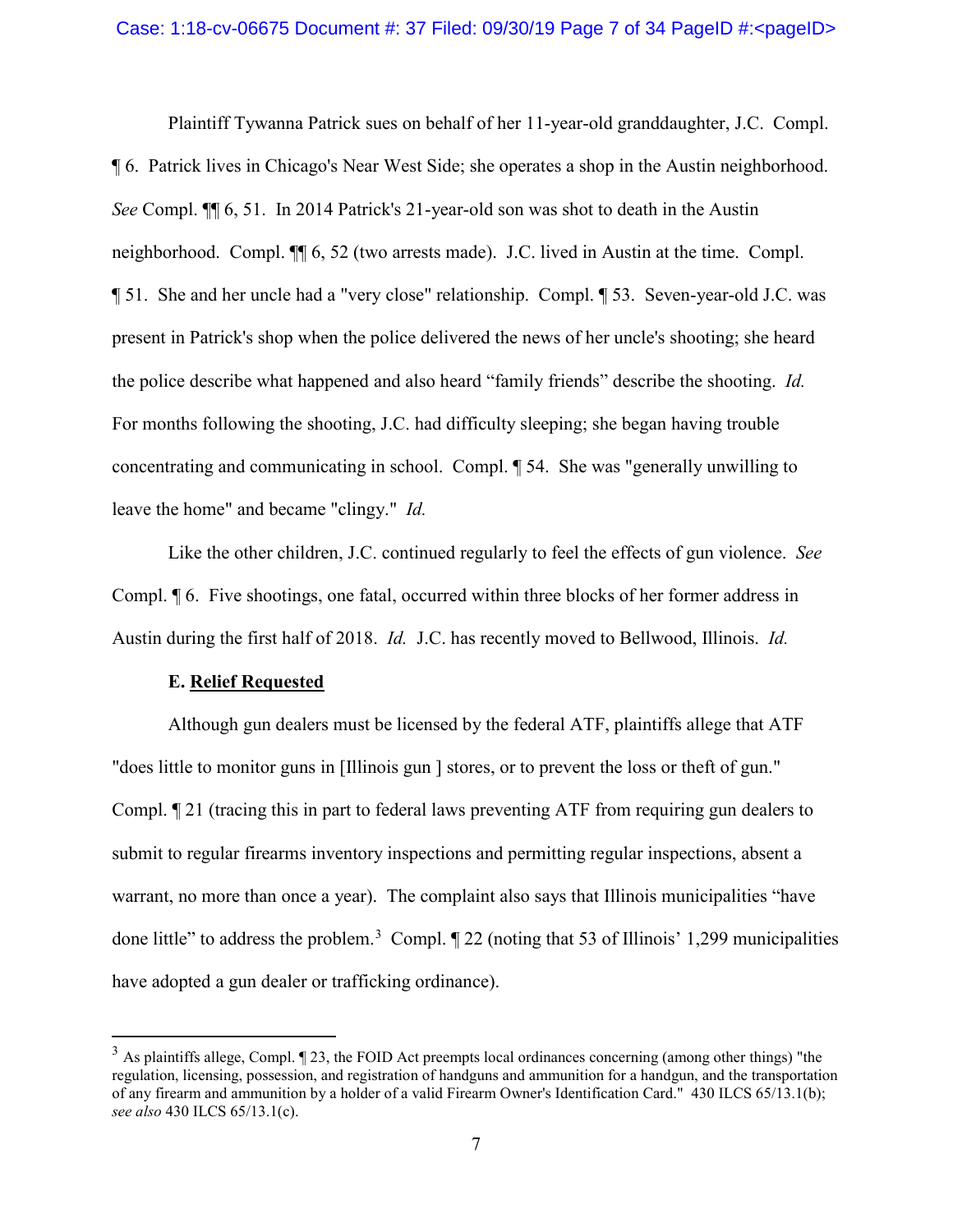Plaintiff Tywanna Patrick sues on behalf of her 11-year-old granddaughter, J.C. Compl. ¶ 6. Patrick lives in Chicago's Near West Side; she operates a shop in the Austin neighborhood. *See* Compl. ¶¶ 6, 51. In 2014 Patrick's 21-year-old son was shot to death in the Austin neighborhood. Compl. ¶¶ 6, 52 (two arrests made). J.C. lived in Austin at the time. Compl. ¶ 51. She and her uncle had a "very close" relationship. Compl. ¶ 53. Seven-year-old J.C. was present in Patrick's shop when the police delivered the news of her uncle's shooting; she heard the police describe what happened and also heard "family friends" describe the shooting. *Id.* For months following the shooting, J.C. had difficulty sleeping; she began having trouble concentrating and communicating in school. Compl. ¶ 54. She was "generally unwilling to leave the home" and became "clingy." *Id.*

Like the other children, J.C. continued regularly to feel the effects of gun violence. *See* Compl. ¶ 6. Five shootings, one fatal, occurred within three blocks of her former address in Austin during the first half of 2018. *Id.* J.C. has recently moved to Bellwood, Illinois. *Id.*

**E. Relief Requested**

Although gun dealers must be licensed by the federal ATF, plaintiffs allege that ATF "does little to monitor guns in [Illinois gun ] stores, or to prevent the loss or theft of gun." Compl. ¶ 21 (tracing this in part to federal laws preventing ATF from requiring gun dealers to submit to regular firearms inventory inspections and permitting regular inspections, absent a warrant, no more than once a year). The complaint also says that Illinois municipalities "have done little" to address the problem.[3] Compl. ¶ 22 (noting that 53 of Illinois' 1,299 municipalities have adopted a gun dealer or trafficking ordinance).

---

[3] As plaintiffs allege, Compl. ¶ 23, the FOID Act preempts local ordinances concerning (among other things) "the regulation, licensing, possession, and registration of handguns and ammunition for a handgun, and the transportation of any firearm and ammunition by a holder of a valid Firearm Owner's Identification Card." 430 ILCS 65/13.1(b); *see also* 430 ILCS 65/13.1(c).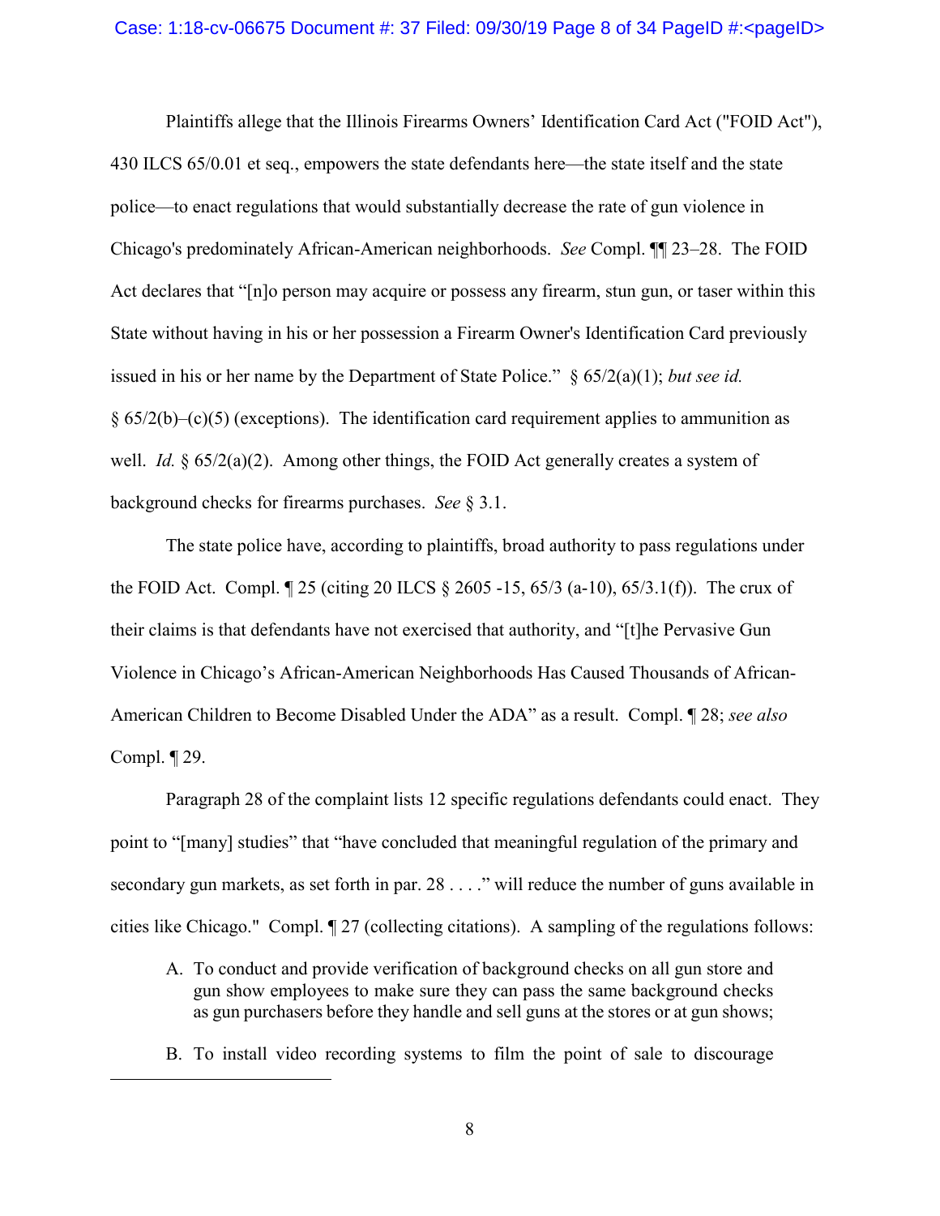Plaintiffs allege that the Illinois Firearms Owners' Identification Card Act ("FOID Act"), 430 ILCS 65/0.01 et seq., empowers the state defendants here—the state itself and the state police—to enact regulations that would substantially decrease the rate of gun violence in Chicago's predominately African-American neighborhoods. *See* Compl. ¶¶ 23–28. The FOID Act declares that "[n]o person may acquire or possess any firearm, stun gun, or taser within this State without having in his or her possession a Firearm Owner's Identification Card previously issued in his or her name by the Department of State Police." § 65/2(a)(1); *but see id.* § 65/2(b)–(c)(5) (exceptions). The identification card requirement applies to ammunition as well. *Id.* § 65/2(a)(2). Among other things, the FOID Act generally creates a system of background checks for firearms purchases. *See* § 3.1.

The state police have, according to plaintiffs, broad authority to pass regulations under the FOID Act. Compl. ¶ 25 (citing 20 ILCS § 2605 -15, 65/3 (a-10), 65/3.1(f)). The crux of their claims is that defendants have not exercised that authority, and "[t]he Pervasive Gun Violence in Chicago's African-American Neighborhoods Has Caused Thousands of African-American Children to Become Disabled Under the ADA" as a result. Compl. ¶ 28; *see also* Compl. ¶ 29.

Paragraph 28 of the complaint lists 12 specific regulations defendants could enact. They point to "[many] studies" that "have concluded that meaningful regulation of the primary and secondary gun markets, as set forth in par. 28 . . . ." will reduce the number of guns available in cities like Chicago." Compl. ¶ 27 (collecting citations). A sampling of the regulations follows:

A. To conduct and provide verification of background checks on all gun store and gun show employees to make sure they can pass the same background checks as gun purchasers before they handle and sell guns at the stores or at gun shows;

B. To install video recording systems to film the point of sale to discourage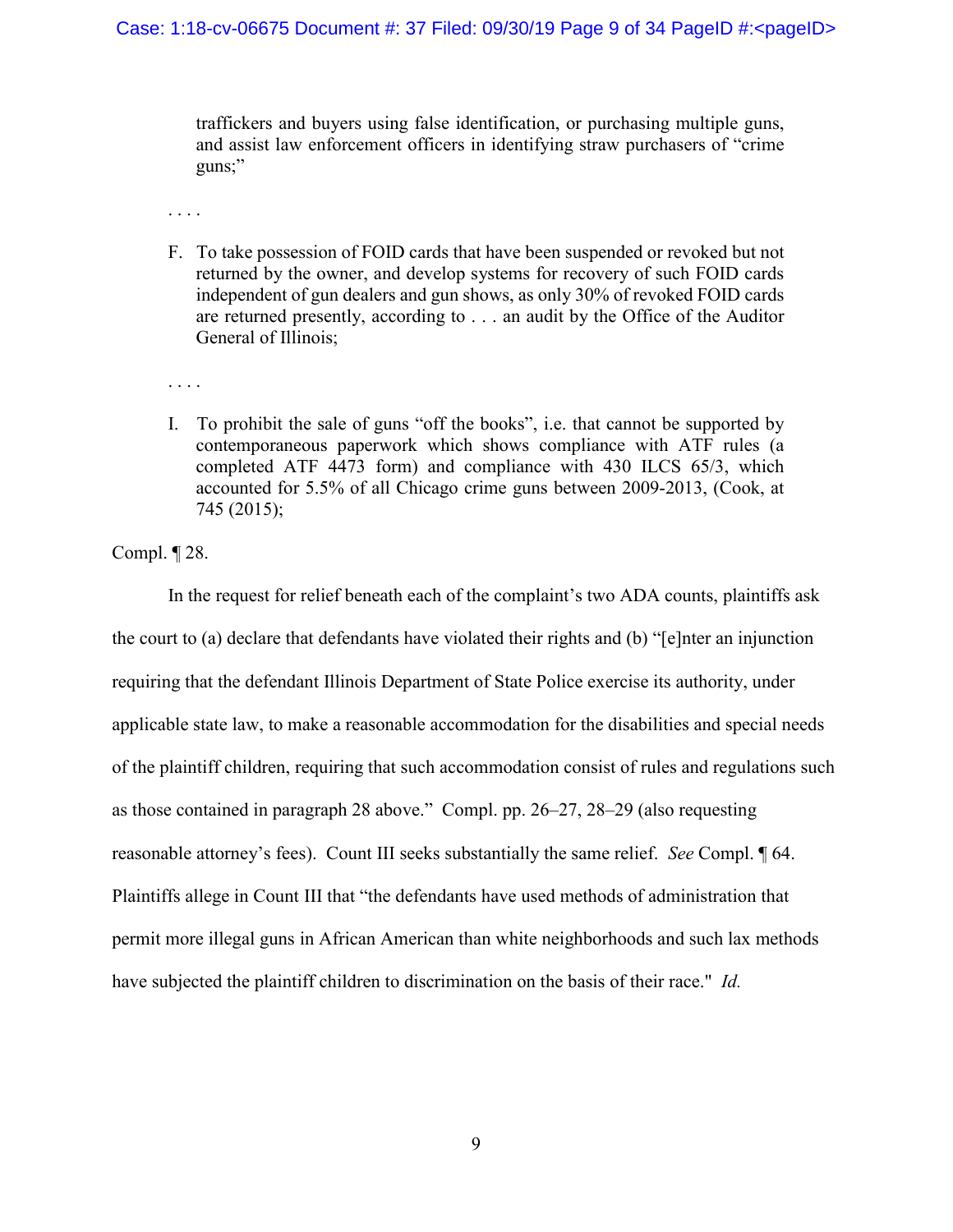> traffickers and buyers using false identification, or purchasing multiple guns, and assist law enforcement officers in identifying straw purchasers of "crime guns;"
>
> . . . .
>
> F. To take possession of FOID cards that have been suspended or revoked but not returned by the owner, and develop systems for recovery of such FOID cards independent of gun dealers and gun shows, as only 30% of revoked FOID cards are returned presently, according to . . . an audit by the Office of the Auditor General of Illinois;
>
> . . . .
>
> I. To prohibit the sale of guns "off the books", i.e. that cannot be supported by contemporaneous paperwork which shows compliance with ATF rules (a completed ATF 4473 form) and compliance with 430 ILCS 65/3, which accounted for 5.5% of all Chicago crime guns between 2009-2013, (Cook, at 745 (2015);

Compl. ¶ 28.

In the request for relief beneath each of the complaint's two ADA counts, plaintiffs ask the court to (a) declare that defendants have violated their rights and (b) "[e]nter an injunction requiring that the defendant Illinois Department of State Police exercise its authority, under applicable state law, to make a reasonable accommodation for the disabilities and special needs of the plaintiff children, requiring that such accommodation consist of rules and regulations such as those contained in paragraph 28 above." Compl. pp. 26–27, 28–29 (also requesting reasonable attorney's fees). Count III seeks substantially the same relief. *See* Compl. ¶ 64. Plaintiffs allege in Count III that "the defendants have used methods of administration that permit more illegal guns in African American than white neighborhoods and such lax methods have subjected the plaintiff children to discrimination on the basis of their race." *Id.*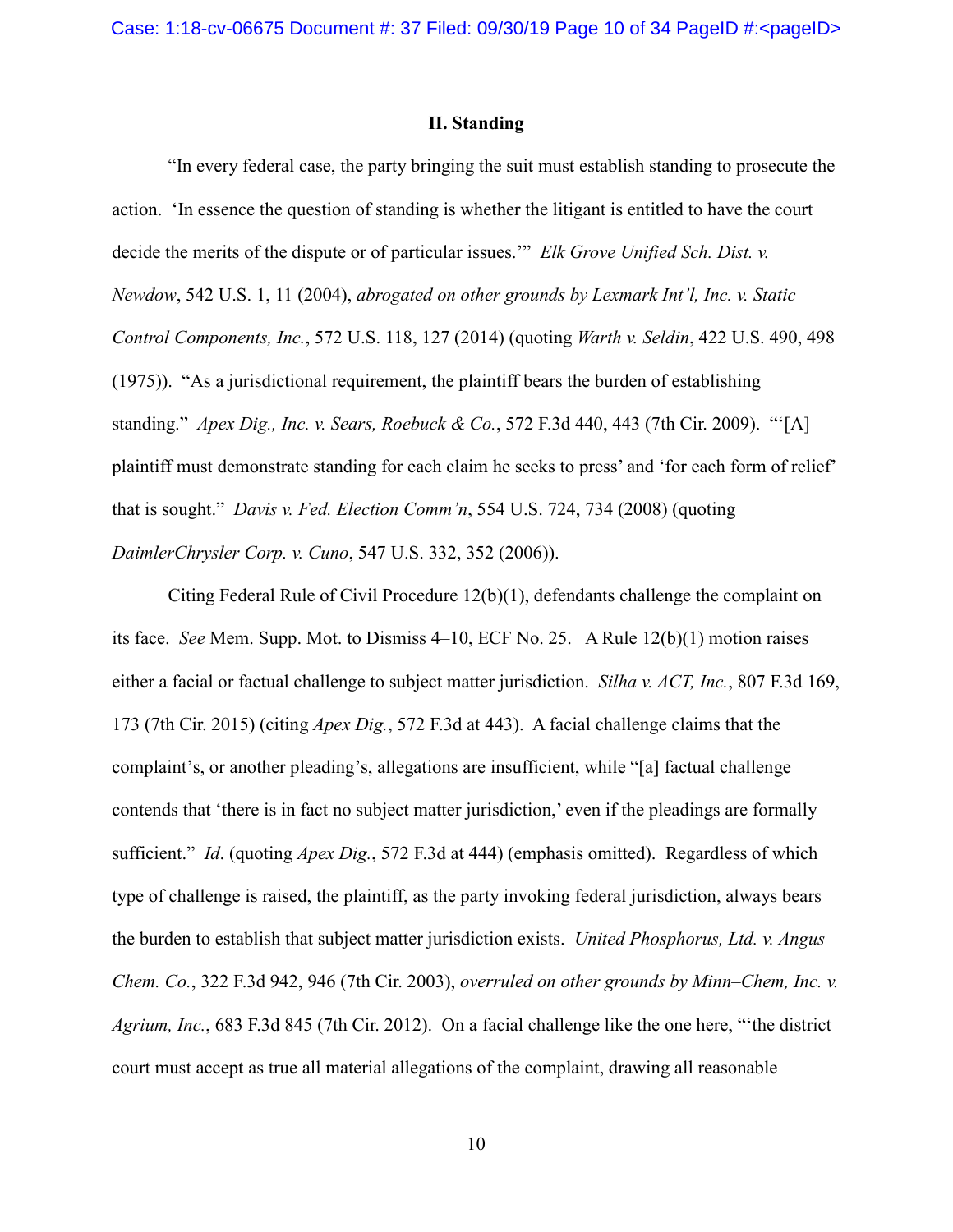## II. Standing

"In every federal case, the party bringing the suit must establish standing to prosecute the action. 'In essence the question of standing is whether the litigant is entitled to have the court decide the merits of the dispute or of particular issues.'" *Elk Grove Unified Sch. Dist. v. Newdow*, 542 U.S. 1, 11 (2004), *abrogated on other grounds by Lexmark Int'l, Inc. v. Static Control Components, Inc.*, 572 U.S. 118, 127 (2014) (quoting *Warth v. Seldin*, 422 U.S. 490, 498 (1975)). "As a jurisdictional requirement, the plaintiff bears the burden of establishing standing." *Apex Dig., Inc. v. Sears, Roebuck & Co.*, 572 F.3d 440, 443 (7th Cir. 2009). "'[A] plaintiff must demonstrate standing for each claim he seeks to press' and 'for each form of relief' that is sought." *Davis v. Fed. Election Comm'n*, 554 U.S. 724, 734 (2008) (quoting *DaimlerChrysler Corp. v. Cuno*, 547 U.S. 332, 352 (2006)).

Citing Federal Rule of Civil Procedure 12(b)(1), defendants challenge the complaint on its face. *See* Mem. Supp. Mot. to Dismiss 4–10, ECF No. 25. A Rule 12(b)(1) motion raises either a facial or factual challenge to subject matter jurisdiction. *Silha v. ACT, Inc.*, 807 F.3d 169, 173 (7th Cir. 2015) (citing *Apex Dig.*, 572 F.3d at 443). A facial challenge claims that the complaint's, or another pleading's, allegations are insufficient, while "[a] factual challenge contends that 'there is in fact no subject matter jurisdiction,' even if the pleadings are formally sufficient." *Id*. (quoting *Apex Dig.*, 572 F.3d at 444) (emphasis omitted). Regardless of which type of challenge is raised, the plaintiff, as the party invoking federal jurisdiction, always bears the burden to establish that subject matter jurisdiction exists. *United Phosphorus, Ltd. v. Angus Chem. Co.*, 322 F.3d 942, 946 (7th Cir. 2003), *overruled on other grounds by Minn–Chem, Inc. v. Agrium, Inc.*, 683 F.3d 845 (7th Cir. 2012). On a facial challenge like the one here, "'the district court must accept as true all material allegations of the complaint, drawing all reasonable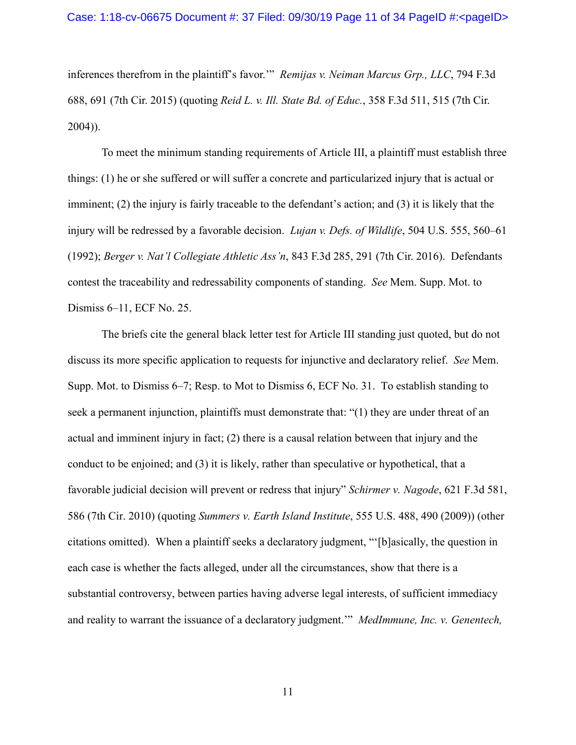inferences therefrom in the plaintiff's favor.'" *Remijas v. Neiman Marcus Grp., LLC*, 794 F.3d 688, 691 (7th Cir. 2015) (quoting *Reid L. v. Ill. State Bd. of Educ.*, 358 F.3d 511, 515 (7th Cir. 2004)).

To meet the minimum standing requirements of Article III, a plaintiff must establish three things: (1) he or she suffered or will suffer a concrete and particularized injury that is actual or imminent; (2) the injury is fairly traceable to the defendant's action; and (3) it is likely that the injury will be redressed by a favorable decision. *Lujan v. Defs. of Wildlife*, 504 U.S. 555, 560–61 (1992); *Berger v. Nat'l Collegiate Athletic Ass'n*, 843 F.3d 285, 291 (7th Cir. 2016). Defendants contest the traceability and redressability components of standing. *See* Mem. Supp. Mot. to Dismiss 6–11, ECF No. 25.

The briefs cite the general black letter test for Article III standing just quoted, but do not discuss its more specific application to requests for injunctive and declaratory relief. *See* Mem. Supp. Mot. to Dismiss 6–7; Resp. to Mot to Dismiss 6, ECF No. 31. To establish standing to seek a permanent injunction, plaintiffs must demonstrate that: "(1) they are under threat of an actual and imminent injury in fact; (2) there is a causal relation between that injury and the conduct to be enjoined; and (3) it is likely, rather than speculative or hypothetical, that a favorable judicial decision will prevent or redress that injury" *Schirmer v. Nagode*, 621 F.3d 581, 586 (7th Cir. 2010) (quoting *Summers v. Earth Island Institute*, 555 U.S. 488, 490 (2009)) (other citations omitted). When a plaintiff seeks a declaratory judgment, "'[b]asically, the question in each case is whether the facts alleged, under all the circumstances, show that there is a substantial controversy, between parties having adverse legal interests, of sufficient immediacy and reality to warrant the issuance of a declaratory judgment.'" *MedImmune, Inc. v. Genentech,*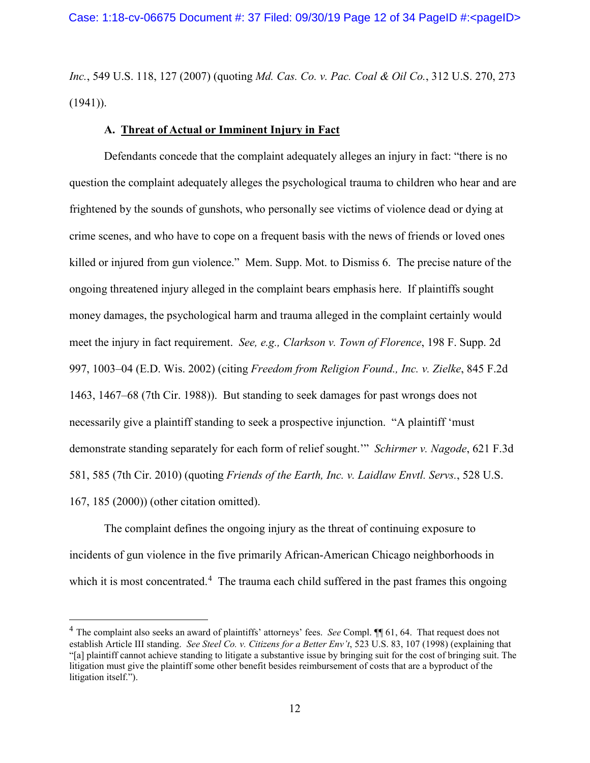*Inc.*, 549 U.S. 118, 127 (2007) (quoting *Md. Cas. Co. v. Pac. Coal & Oil Co.*, 312 U.S. 270, 273 (1941)).

### A. Threat of Actual or Imminent Injury in Fact

Defendants concede that the complaint adequately alleges an injury in fact: "there is no question the complaint adequately alleges the psychological trauma to children who hear and are frightened by the sounds of gunshots, who personally see victims of violence dead or dying at crime scenes, and who have to cope on a frequent basis with the news of friends or loved ones killed or injured from gun violence." Mem. Supp. Mot. to Dismiss 6. The precise nature of the ongoing threatened injury alleged in the complaint bears emphasis here. If plaintiffs sought money damages, the psychological harm and trauma alleged in the complaint certainly would meet the injury in fact requirement. *See, e.g., Clarkson v. Town of Florence*, 198 F. Supp. 2d 997, 1003–04 (E.D. Wis. 2002) (citing *Freedom from Religion Found., Inc. v. Zielke*, 845 F.2d 1463, 1467–68 (7th Cir. 1988)). But standing to seek damages for past wrongs does not necessarily give a plaintiff standing to seek a prospective injunction. "A plaintiff 'must demonstrate standing separately for each form of relief sought.'" *Schirmer v. Nagode*, 621 F.3d 581, 585 (7th Cir. 2010) (quoting *Friends of the Earth, Inc. v. Laidlaw Envtl. Servs.*, 528 U.S. 167, 185 (2000)) (other citation omitted).

The complaint defines the ongoing injury as the threat of continuing exposure to incidents of gun violence in the five primarily African-American Chicago neighborhoods in which it is most concentrated.[4] The trauma each child suffered in the past frames this ongoing

[4] The complaint also seeks an award of plaintiffs' attorneys' fees. *See* Compl. ¶¶ 61, 64. That request does not establish Article III standing. *See Steel Co. v. Citizens for a Better Env't*, 523 U.S. 83, 107 (1998) (explaining that "[a] plaintiff cannot achieve standing to litigate a substantive issue by bringing suit for the cost of bringing suit. The litigation must give the plaintiff some other benefit besides reimbursement of costs that are a byproduct of the litigation itself.").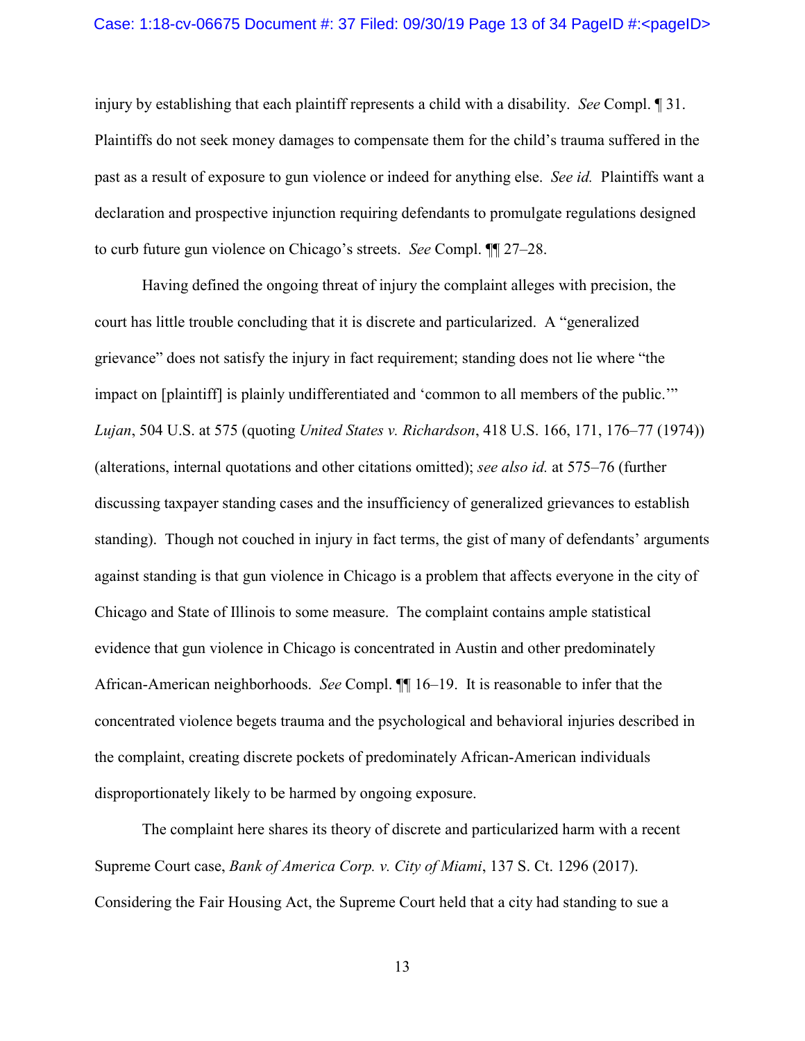injury by establishing that each plaintiff represents a child with a disability. *See* Compl. ¶ 31. Plaintiffs do not seek money damages to compensate them for the child's trauma suffered in the past as a result of exposure to gun violence or indeed for anything else. *See id.* Plaintiffs want a declaration and prospective injunction requiring defendants to promulgate regulations designed to curb future gun violence on Chicago's streets. *See* Compl. ¶¶ 27–28.

Having defined the ongoing threat of injury the complaint alleges with precision, the court has little trouble concluding that it is discrete and particularized. A "generalized grievance" does not satisfy the injury in fact requirement; standing does not lie where "the impact on [plaintiff] is plainly undifferentiated and 'common to all members of the public.'" *Lujan*, 504 U.S. at 575 (quoting *United States v. Richardson*, 418 U.S. 166, 171, 176–77 (1974)) (alterations, internal quotations and other citations omitted); *see also id.* at 575–76 (further discussing taxpayer standing cases and the insufficiency of generalized grievances to establish standing). Though not couched in injury in fact terms, the gist of many of defendants' arguments against standing is that gun violence in Chicago is a problem that affects everyone in the city of Chicago and State of Illinois to some measure. The complaint contains ample statistical evidence that gun violence in Chicago is concentrated in Austin and other predominately African-American neighborhoods. *See* Compl. ¶¶ 16–19. It is reasonable to infer that the concentrated violence begets trauma and the psychological and behavioral injuries described in the complaint, creating discrete pockets of predominately African-American individuals disproportionately likely to be harmed by ongoing exposure.

The complaint here shares its theory of discrete and particularized harm with a recent Supreme Court case, *Bank of America Corp. v. City of Miami*, 137 S. Ct. 1296 (2017). Considering the Fair Housing Act, the Supreme Court held that a city had standing to sue a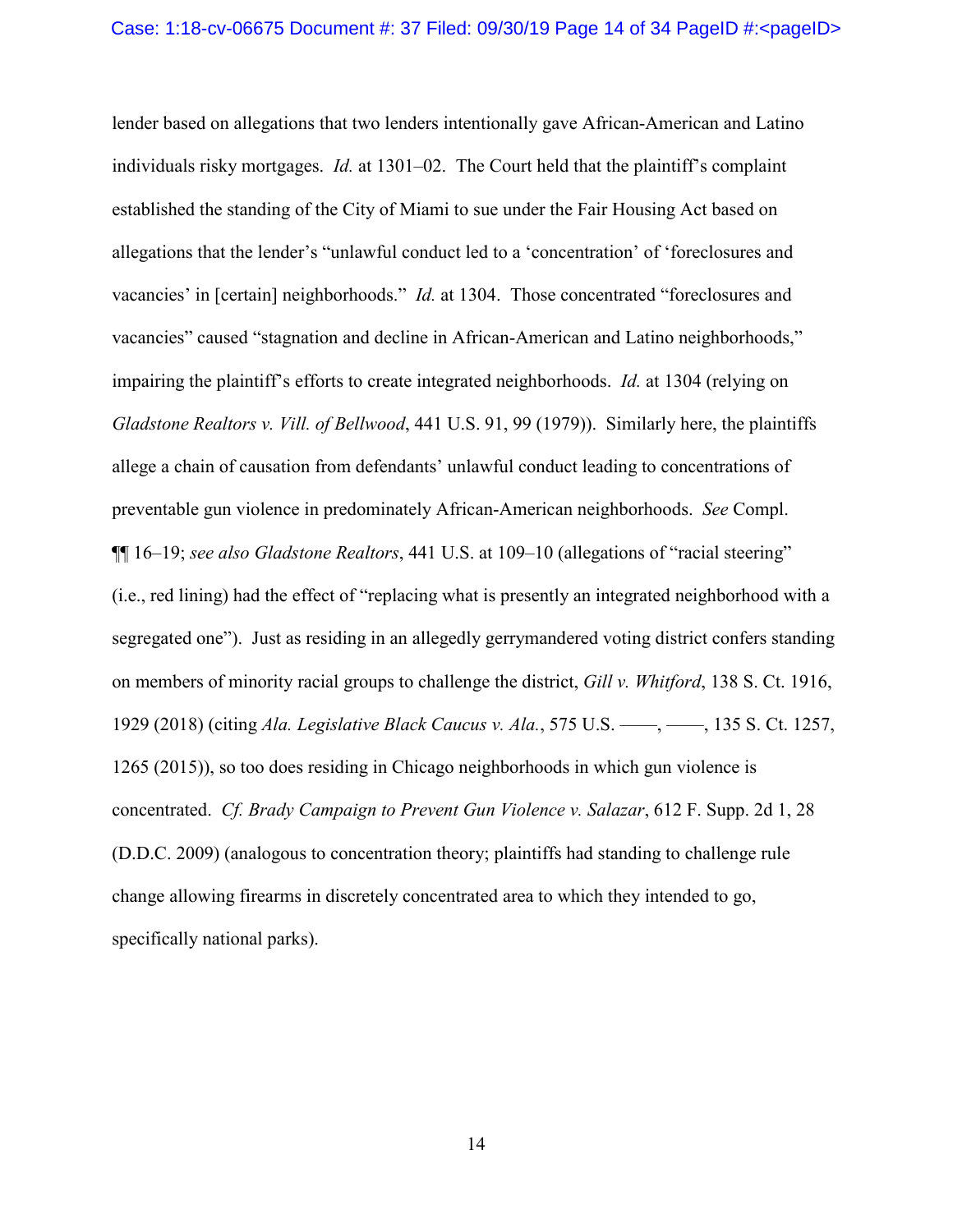lender based on allegations that two lenders intentionally gave African-American and Latino individuals risky mortgages. *Id.* at 1301–02. The Court held that the plaintiff's complaint established the standing of the City of Miami to sue under the Fair Housing Act based on allegations that the lender's "unlawful conduct led to a 'concentration' of 'foreclosures and vacancies' in [certain] neighborhoods." *Id.* at 1304. Those concentrated "foreclosures and vacancies" caused "stagnation and decline in African-American and Latino neighborhoods," impairing the plaintiff's efforts to create integrated neighborhoods. *Id.* at 1304 (relying on *Gladstone Realtors v. Vill. of Bellwood*, 441 U.S. 91, 99 (1979)). Similarly here, the plaintiffs allege a chain of causation from defendants' unlawful conduct leading to concentrations of preventable gun violence in predominately African-American neighborhoods. *See* Compl. ¶¶ 16–19; *see also Gladstone Realtors*, 441 U.S. at 109–10 (allegations of "racial steering" (i.e., red lining) had the effect of "replacing what is presently an integrated neighborhood with a segregated one"). Just as residing in an allegedly gerrymandered voting district confers standing on members of minority racial groups to challenge the district, *Gill v. Whitford*, 138 S. Ct. 1916, 1929 (2018) (citing *Ala. Legislative Black Caucus v. Ala.*, 575 U.S. ––––, ––––, 135 S. Ct. 1257, 1265 (2015)), so too does residing in Chicago neighborhoods in which gun violence is concentrated. *Cf. Brady Campaign to Prevent Gun Violence v. Salazar*, 612 F. Supp. 2d 1, 28 (D.D.C. 2009) (analogous to concentration theory; plaintiffs had standing to challenge rule change allowing firearms in discretely concentrated area to which they intended to go, specifically national parks).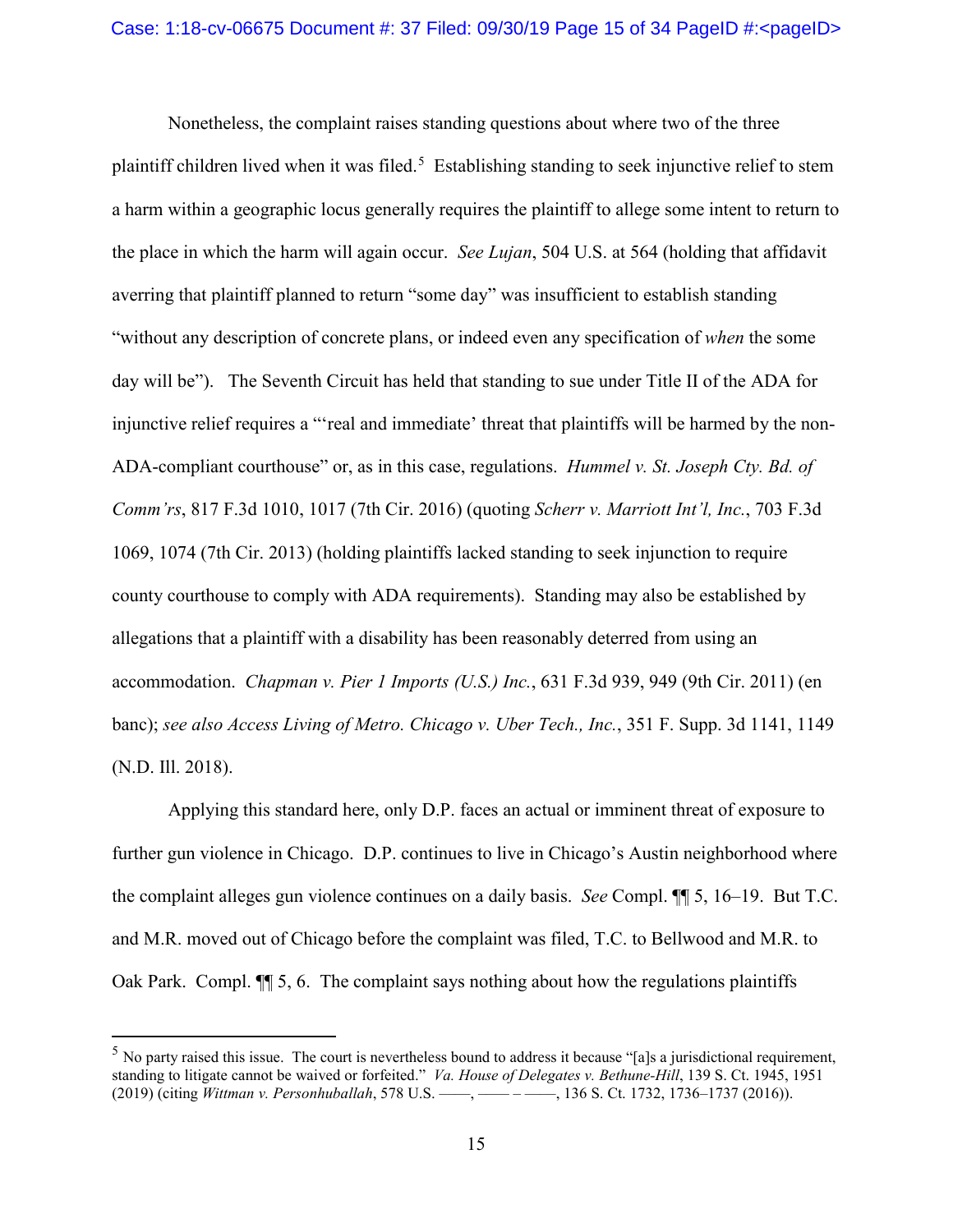Nonetheless, the complaint raises standing questions about where two of the three plaintiff children lived when it was filed.[5] Establishing standing to seek injunctive relief to stem a harm within a geographic locus generally requires the plaintiff to allege some intent to return to the place in which the harm will again occur. *See Lujan*, 504 U.S. at 564 (holding that affidavit averring that plaintiff planned to return "some day" was insufficient to establish standing "without any description of concrete plans, or indeed even any specification of *when* the some day will be"). The Seventh Circuit has held that standing to sue under Title II of the ADA for injunctive relief requires a "'real and immediate' threat that plaintiffs will be harmed by the non-ADA-compliant courthouse" or, as in this case, regulations. *Hummel v. St. Joseph Cty. Bd. of Comm'rs*, 817 F.3d 1010, 1017 (7th Cir. 2016) (quoting *Scherr v. Marriott Int'l, Inc.*, 703 F.3d 1069, 1074 (7th Cir. 2013) (holding plaintiffs lacked standing to seek injunction to require county courthouse to comply with ADA requirements). Standing may also be established by allegations that a plaintiff with a disability has been reasonably deterred from using an accommodation. *Chapman v. Pier 1 Imports (U.S.) Inc.*, 631 F.3d 939, 949 (9th Cir. 2011) (en banc); *see also Access Living of Metro. Chicago v. Uber Tech., Inc.*, 351 F. Supp. 3d 1141, 1149 (N.D. Ill. 2018).

Applying this standard here, only D.P. faces an actual or imminent threat of exposure to further gun violence in Chicago. D.P. continues to live in Chicago's Austin neighborhood where the complaint alleges gun violence continues on a daily basis. *See* Compl. ¶¶ 5, 16–19. But T.C. and M.R. moved out of Chicago before the complaint was filed, T.C. to Bellwood and M.R. to Oak Park. Compl. ¶¶ 5, 6. The complaint says nothing about how the regulations plaintiffs

---

[5] No party raised this issue. The court is nevertheless bound to address it because "[a]s a jurisdictional requirement, standing to litigate cannot be waived or forfeited." *Va. House of Delegates v. Bethune-Hill*, 139 S. Ct. 1945, 1951 (2019) (citing *Wittman v. Personhuballah*, 578 U.S. ——, —— – ——, 136 S. Ct. 1732, 1736–1737 (2016)).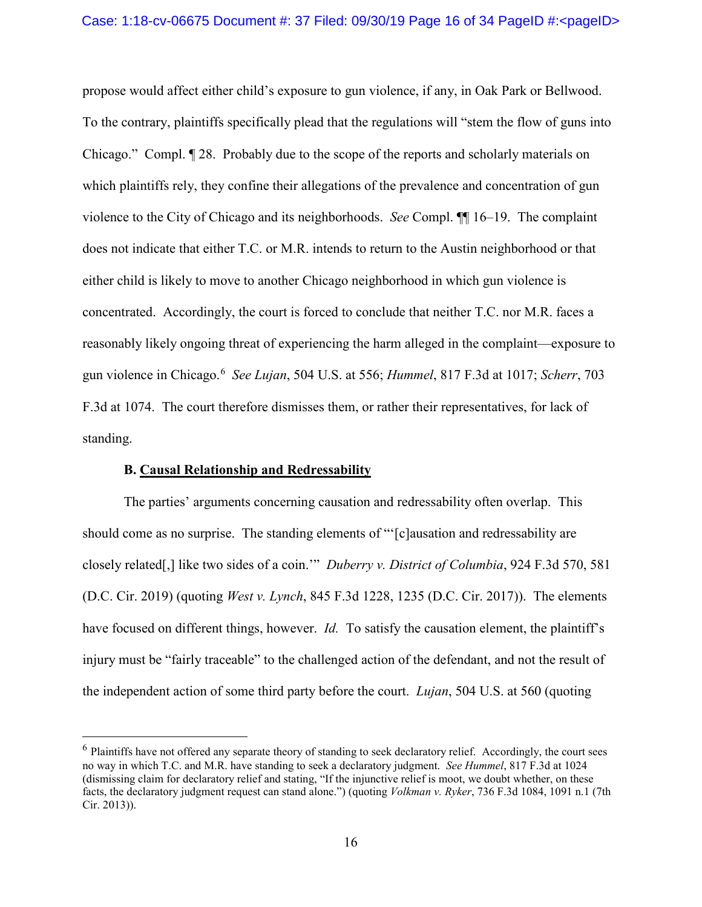propose would affect either child's exposure to gun violence, if any, in Oak Park or Bellwood. To the contrary, plaintiffs specifically plead that the regulations will "stem the flow of guns into Chicago." Compl. ¶ 28. Probably due to the scope of the reports and scholarly materials on which plaintiffs rely, they confine their allegations of the prevalence and concentration of gun violence to the City of Chicago and its neighborhoods. *See* Compl. ¶¶ 16–19. The complaint does not indicate that either T.C. or M.R. intends to return to the Austin neighborhood or that either child is likely to move to another Chicago neighborhood in which gun violence is concentrated. Accordingly, the court is forced to conclude that neither T.C. nor M.R. faces a reasonably likely ongoing threat of experiencing the harm alleged in the complaint—exposure to gun violence in Chicago.[6] *See Lujan*, 504 U.S. at 556; *Hummel*, 817 F.3d at 1017; *Scherr*, 703 F.3d at 1074. The court therefore dismisses them, or rather their representatives, for lack of standing.

**B. <u>Causal Relationship and Redressability</u>**

The parties' arguments concerning causation and redressability often overlap. This should come as no surprise. The standing elements of "'[c]ausation and redressability are closely related[,] like two sides of a coin.'" *Duberry v. District of Columbia*, 924 F.3d 570, 581 (D.C. Cir. 2019) (quoting *West v. Lynch*, 845 F.3d 1228, 1235 (D.C. Cir. 2017)). The elements have focused on different things, however. *Id.* To satisfy the causation element, the plaintiff's injury must be "fairly traceable" to the challenged action of the defendant, and not the result of the independent action of some third party before the court. *Lujan*, 504 U.S. at 560 (quoting

---

[6] Plaintiffs have not offered any separate theory of standing to seek declaratory relief. Accordingly, the court sees no way in which T.C. and M.R. have standing to seek a declaratory judgment. *See Hummel*, 817 F.3d at 1024 (dismissing claim for declaratory relief and stating, "If the injunctive relief is moot, we doubt whether, on these facts, the declaratory judgment request can stand alone.") (quoting *Volkman v. Ryker*, 736 F.3d 1084, 1091 n.1 (7th Cir. 2013)).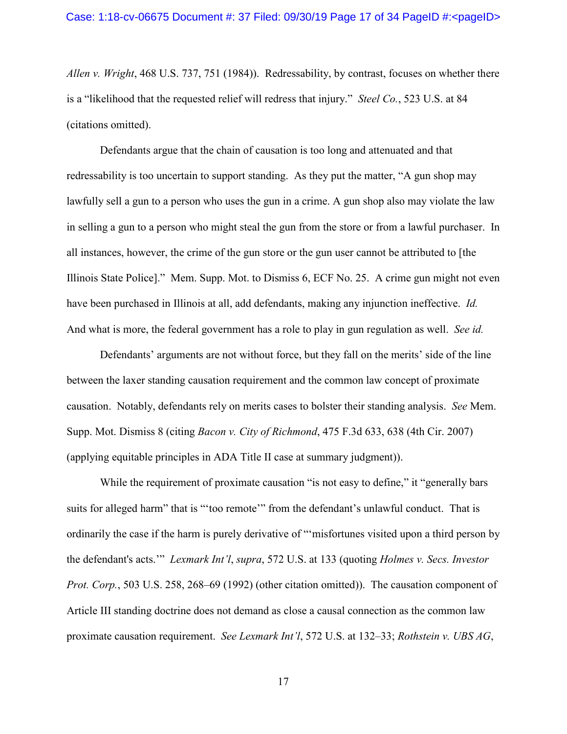*Allen v. Wright*, 468 U.S. 737, 751 (1984)). Redressability, by contrast, focuses on whether there is a "likelihood that the requested relief will redress that injury." *Steel Co.*, 523 U.S. at 84 (citations omitted).

Defendants argue that the chain of causation is too long and attenuated and that redressability is too uncertain to support standing. As they put the matter, "A gun shop may lawfully sell a gun to a person who uses the gun in a crime. A gun shop also may violate the law in selling a gun to a person who might steal the gun from the store or from a lawful purchaser. In all instances, however, the crime of the gun store or the gun user cannot be attributed to [the Illinois State Police]." Mem. Supp. Mot. to Dismiss 6, ECF No. 25. A crime gun might not even have been purchased in Illinois at all, add defendants, making any injunction ineffective. *Id.* And what is more, the federal government has a role to play in gun regulation as well. *See id.*

Defendants' arguments are not without force, but they fall on the merits' side of the line between the laxer standing causation requirement and the common law concept of proximate causation. Notably, defendants rely on merits cases to bolster their standing analysis. *See* Mem. Supp. Mot. Dismiss 8 (citing *Bacon v. City of Richmond*, 475 F.3d 633, 638 (4th Cir. 2007) (applying equitable principles in ADA Title II case at summary judgment)).

While the requirement of proximate causation "is not easy to define," it "generally bars suits for alleged harm" that is "'too remote'" from the defendant's unlawful conduct. That is ordinarily the case if the harm is purely derivative of "'misfortunes visited upon a third person by the defendant's acts.'" *Lexmark Int'l*, *supra*, 572 U.S. at 133 (quoting *Holmes v. Secs. Investor Prot. Corp.*, 503 U.S. 258, 268–69 (1992) (other citation omitted)). The causation component of Article III standing doctrine does not demand as close a causal connection as the common law proximate causation requirement. *See Lexmark Int'l*, 572 U.S. at 132–33; *Rothstein v. UBS AG*,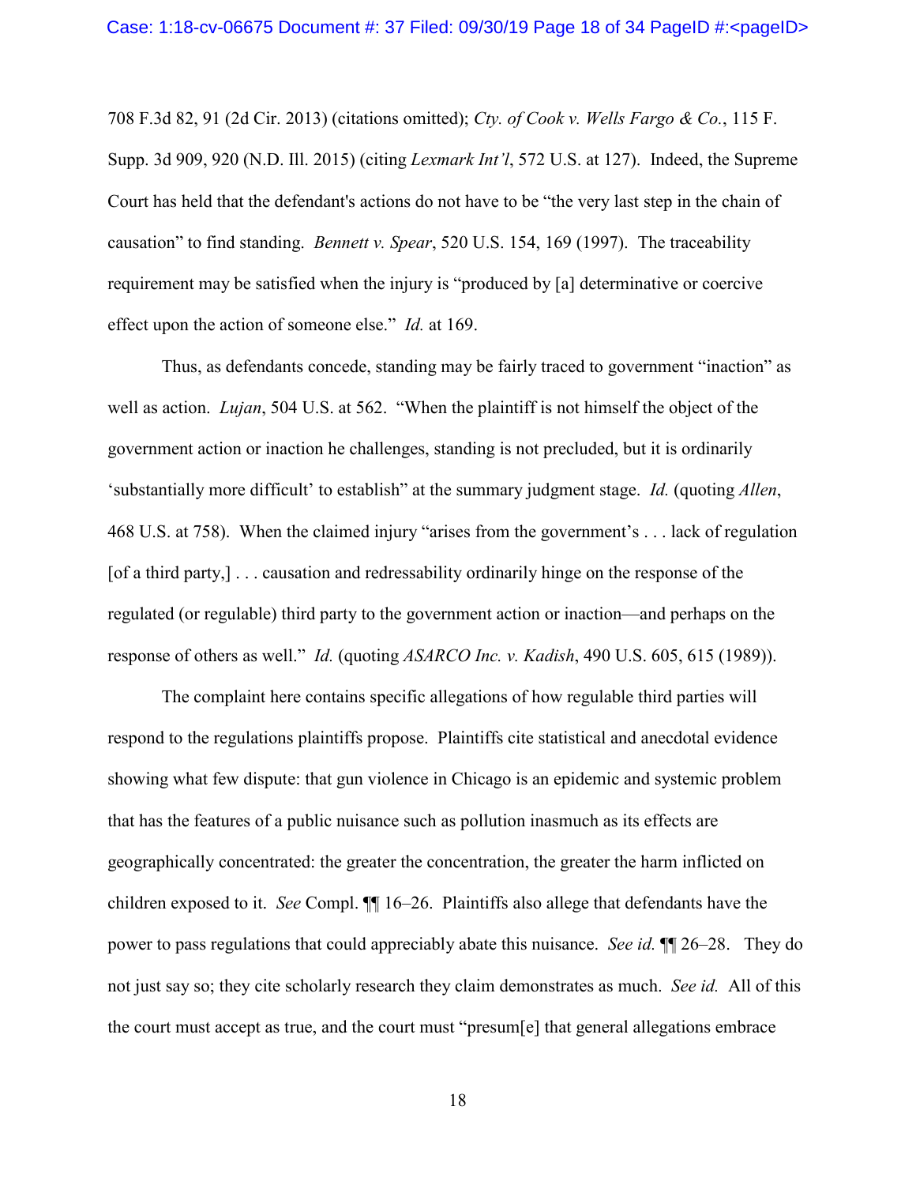708 F.3d 82, 91 (2d Cir. 2013) (citations omitted); *Cty. of Cook v. Wells Fargo & Co.*, 115 F. Supp. 3d 909, 920 (N.D. Ill. 2015) (citing *Lexmark Int'l*, 572 U.S. at 127). Indeed, the Supreme Court has held that the defendant's actions do not have to be "the very last step in the chain of causation" to find standing. *Bennett v. Spear*, 520 U.S. 154, 169 (1997). The traceability requirement may be satisfied when the injury is "produced by [a] determinative or coercive effect upon the action of someone else." *Id.* at 169.

Thus, as defendants concede, standing may be fairly traced to government "inaction" as well as action. *Lujan*, 504 U.S. at 562. "When the plaintiff is not himself the object of the government action or inaction he challenges, standing is not precluded, but it is ordinarily 'substantially more difficult' to establish" at the summary judgment stage. *Id.* (quoting *Allen*, 468 U.S. at 758). When the claimed injury "arises from the government's . . . lack of regulation [of a third party,] . . . causation and redressability ordinarily hinge on the response of the regulated (or regulable) third party to the government action or inaction—and perhaps on the response of others as well." *Id.* (quoting *ASARCO Inc. v. Kadish*, 490 U.S. 605, 615 (1989)).

The complaint here contains specific allegations of how regulable third parties will respond to the regulations plaintiffs propose. Plaintiffs cite statistical and anecdotal evidence showing what few dispute: that gun violence in Chicago is an epidemic and systemic problem that has the features of a public nuisance such as pollution inasmuch as its effects are geographically concentrated: the greater the concentration, the greater the harm inflicted on children exposed to it. *See* Compl. ¶¶ 16–26. Plaintiffs also allege that defendants have the power to pass regulations that could appreciably abate this nuisance. *See id.* ¶¶ 26–28. They do not just say so; they cite scholarly research they claim demonstrates as much. *See id.* All of this the court must accept as true, and the court must "presum[e] that general allegations embrace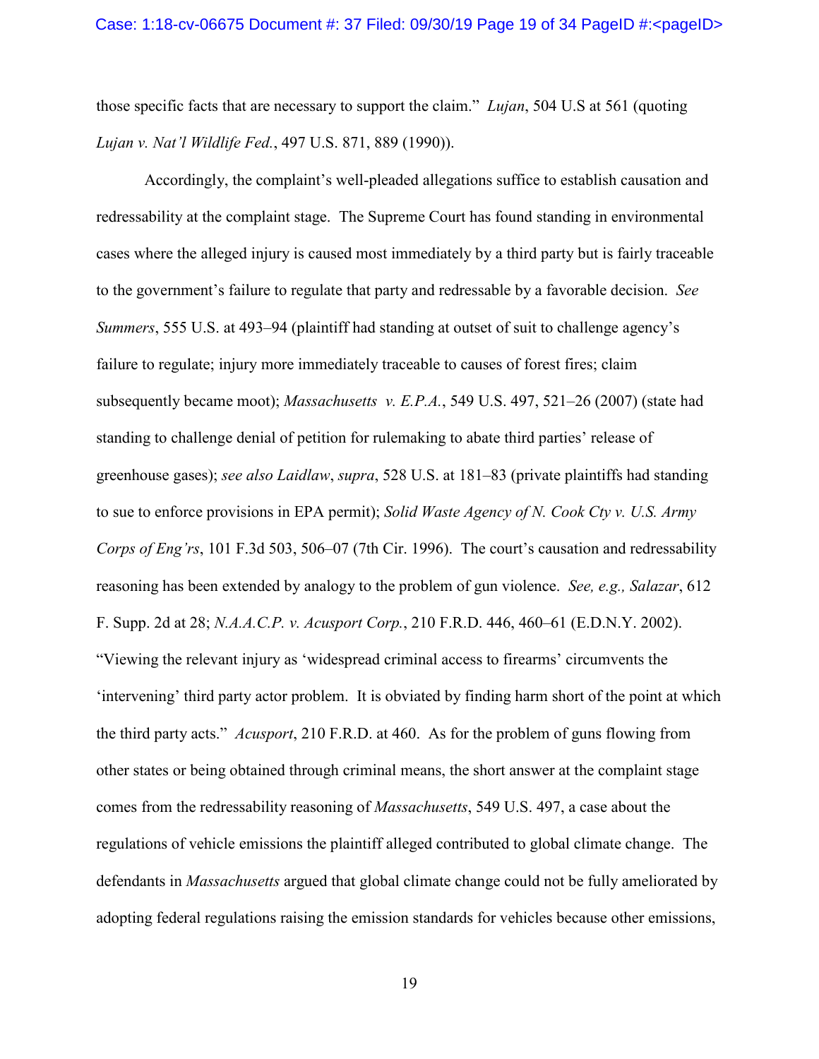those specific facts that are necessary to support the claim." *Lujan*, 504 U.S at 561 (quoting *Lujan v. Nat'l Wildlife Fed.*, 497 U.S. 871, 889 (1990)).

Accordingly, the complaint's well-pleaded allegations suffice to establish causation and redressability at the complaint stage. The Supreme Court has found standing in environmental cases where the alleged injury is caused most immediately by a third party but is fairly traceable to the government's failure to regulate that party and redressable by a favorable decision. *See Summers*, 555 U.S. at 493–94 (plaintiff had standing at outset of suit to challenge agency's failure to regulate; injury more immediately traceable to causes of forest fires; claim subsequently became moot); *Massachusetts v. E.P.A.*, 549 U.S. 497, 521–26 (2007) (state had standing to challenge denial of petition for rulemaking to abate third parties' release of greenhouse gases); *see also Laidlaw*, *supra*, 528 U.S. at 181–83 (private plaintiffs had standing to sue to enforce provisions in EPA permit); *Solid Waste Agency of N. Cook Cty v. U.S. Army Corps of Eng'rs*, 101 F.3d 503, 506–07 (7th Cir. 1996). The court's causation and redressability reasoning has been extended by analogy to the problem of gun violence. *See, e.g., Salazar*, 612 F. Supp. 2d at 28; *N.A.A.C.P. v. Acusport Corp.*, 210 F.R.D. 446, 460–61 (E.D.N.Y. 2002). "Viewing the relevant injury as 'widespread criminal access to firearms' circumvents the 'intervening' third party actor problem. It is obviated by finding harm short of the point at which the third party acts." *Acusport*, 210 F.R.D. at 460. As for the problem of guns flowing from other states or being obtained through criminal means, the short answer at the complaint stage comes from the redressability reasoning of *Massachusetts*, 549 U.S. 497, a case about the regulations of vehicle emissions the plaintiff alleged contributed to global climate change. The defendants in *Massachusetts* argued that global climate change could not be fully ameliorated by adopting federal regulations raising the emission standards for vehicles because other emissions,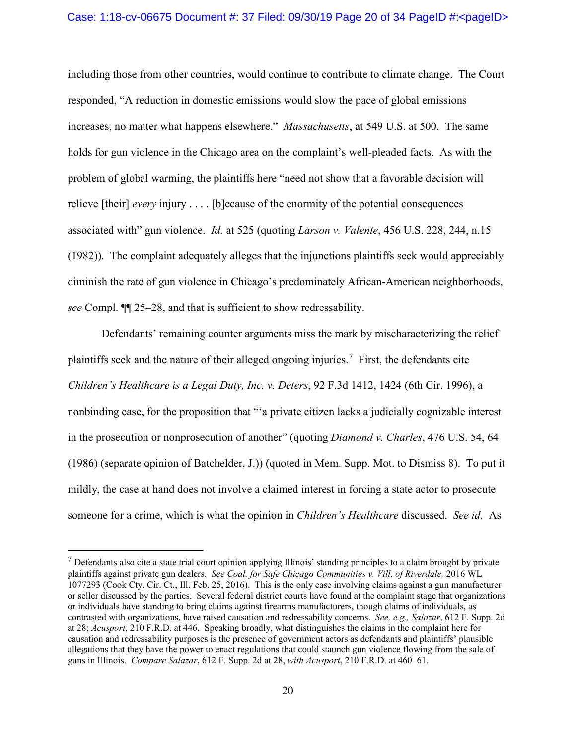including those from other countries, would continue to contribute to climate change. The Court responded, "A reduction in domestic emissions would slow the pace of global emissions increases, no matter what happens elsewhere." *Massachusetts*, at 549 U.S. at 500. The same holds for gun violence in the Chicago area on the complaint's well-pleaded facts. As with the problem of global warming, the plaintiffs here "need not show that a favorable decision will relieve [their] *every* injury . . . . [b]ecause of the enormity of the potential consequences associated with" gun violence. *Id.* at 525 (quoting *Larson v. Valente*, 456 U.S. 228, 244, n.15 (1982)). The complaint adequately alleges that the injunctions plaintiffs seek would appreciably diminish the rate of gun violence in Chicago's predominately African-American neighborhoods, *see* Compl. ¶¶ 25–28, and that is sufficient to show redressability.

Defendants' remaining counter arguments miss the mark by mischaracterizing the relief plaintiffs seek and the nature of their alleged ongoing injuries.[7] First, the defendants cite *Children's Healthcare is a Legal Duty, Inc. v. Deters*, 92 F.3d 1412, 1424 (6th Cir. 1996), a nonbinding case, for the proposition that "'a private citizen lacks a judicially cognizable interest in the prosecution or nonprosecution of another" (quoting *Diamond v. Charles*, 476 U.S. 54, 64 (1986) (separate opinion of Batchelder, J.)) (quoted in Mem. Supp. Mot. to Dismiss 8). To put it mildly, the case at hand does not involve a claimed interest in forcing a state actor to prosecute someone for a crime, which is what the opinion in *Children's Healthcare* discussed. *See id.* As

---

[7] Defendants also cite a state trial court opinion applying Illinois' standing principles to a claim brought by private plaintiffs against private gun dealers. *See Coal. for Safe Chicago Communities v. Vill. of Riverdale,* 2016 WL 1077293 (Cook Cty. Cir. Ct., Ill. Feb. 25, 2016). This is the only case involving claims against a gun manufacturer or seller discussed by the parties. Several federal district courts have found at the complaint stage that organizations or individuals have standing to bring claims against firearms manufacturers, though claims of individuals, as contrasted with organizations, have raised causation and redressability concerns. *See, e.g., Salazar*, 612 F. Supp. 2d at 28; *Acusport*, 210 F.R.D. at 446. Speaking broadly, what distinguishes the claims in the complaint here for causation and redressability purposes is the presence of government actors as defendants and plaintiffs' plausible allegations that they have the power to enact regulations that could staunch gun violence flowing from the sale of guns in Illinois. *Compare Salazar*, 612 F. Supp. 2d at 28, *with Acusport*, 210 F.R.D. at 460–61.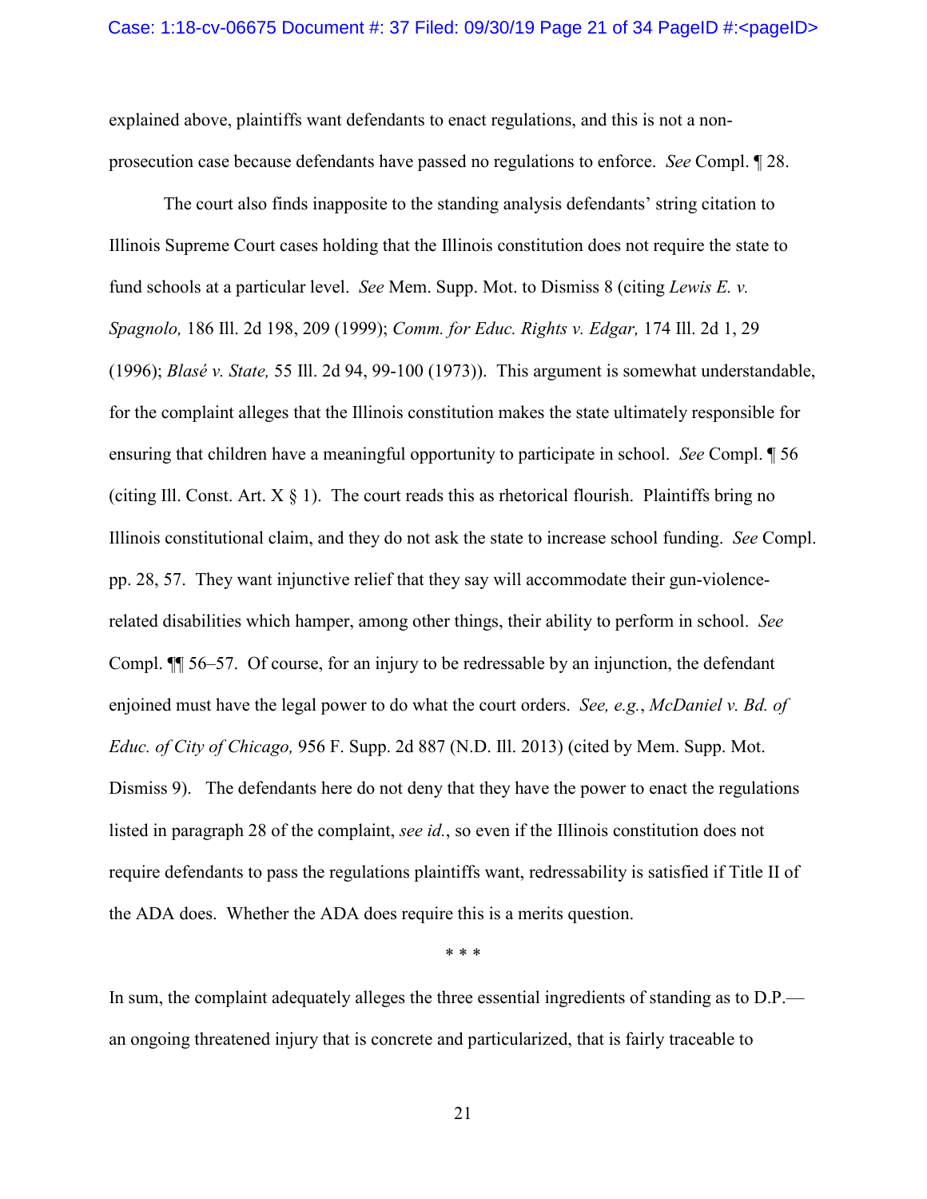explained above, plaintiffs want defendants to enact regulations, and this is not a non-prosecution case because defendants have passed no regulations to enforce. *See* Compl. ¶ 28.

The court also finds inapposite to the standing analysis defendants' string citation to Illinois Supreme Court cases holding that the Illinois constitution does not require the state to fund schools at a particular level. *See* Mem. Supp. Mot. to Dismiss 8 (citing *Lewis E. v. Spagnolo,* 186 Ill. 2d 198, 209 (1999); *Comm. for Educ. Rights v. Edgar,* 174 Ill. 2d 1, 29 (1996); *Blasé v. State,* 55 Ill. 2d 94, 99-100 (1973)). This argument is somewhat understandable, for the complaint alleges that the Illinois constitution makes the state ultimately responsible for ensuring that children have a meaningful opportunity to participate in school. *See* Compl. ¶ 56 (citing Ill. Const. Art. X § 1). The court reads this as rhetorical flourish. Plaintiffs bring no Illinois constitutional claim, and they do not ask the state to increase school funding. *See* Compl. pp. 28, 57. They want injunctive relief that they say will accommodate their gun-violence-related disabilities which hamper, among other things, their ability to perform in school. *See* Compl. ¶¶ 56–57. Of course, for an injury to be redressable by an injunction, the defendant enjoined must have the legal power to do what the court orders. *See, e.g.*, *McDaniel v. Bd. of Educ. of City of Chicago,* 956 F. Supp. 2d 887 (N.D. Ill. 2013) (cited by Mem. Supp. Mot. Dismiss 9). The defendants here do not deny that they have the power to enact the regulations listed in paragraph 28 of the complaint, *see id.*, so even if the Illinois constitution does not require defendants to pass the regulations plaintiffs want, redressability is satisfied if Title II of the ADA does. Whether the ADA does require this is a merits question.

\* \* \*

In sum, the complaint adequately alleges the three essential ingredients of standing as to D.P.—an ongoing threatened injury that is concrete and particularized, that is fairly traceable to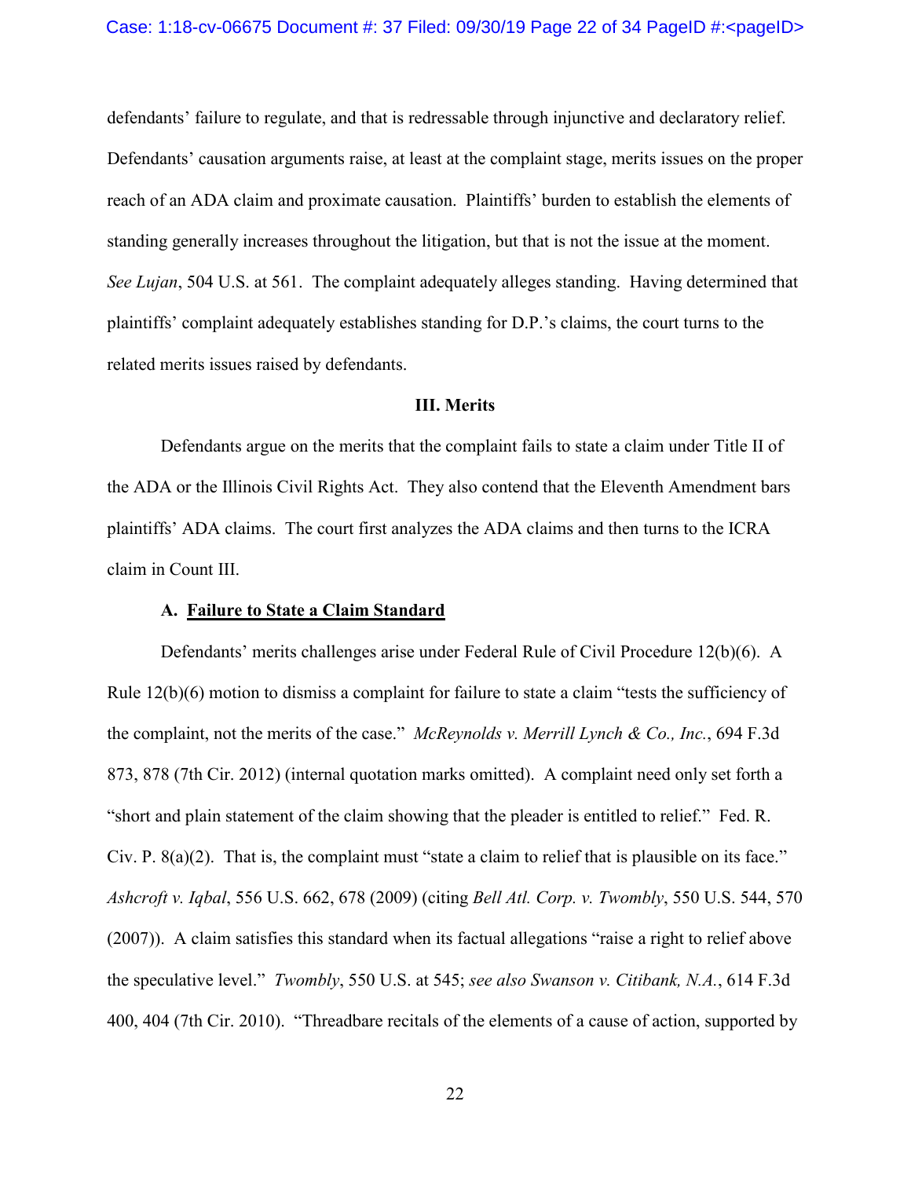defendants' failure to regulate, and that is redressable through injunctive and declaratory relief. Defendants' causation arguments raise, at least at the complaint stage, merits issues on the proper reach of an ADA claim and proximate causation. Plaintiffs' burden to establish the elements of standing generally increases throughout the litigation, but that is not the issue at the moment. *See Lujan*, 504 U.S. at 561. The complaint adequately alleges standing. Having determined that plaintiffs' complaint adequately establishes standing for D.P.'s claims, the court turns to the related merits issues raised by defendants.

## III. Merits

Defendants argue on the merits that the complaint fails to state a claim under Title II of the ADA or the Illinois Civil Rights Act. They also contend that the Eleventh Amendment bars plaintiffs' ADA claims. The court first analyzes the ADA claims and then turns to the ICRA claim in Count III.

### A. Failure to State a Claim Standard

Defendants' merits challenges arise under Federal Rule of Civil Procedure 12(b)(6). A Rule 12(b)(6) motion to dismiss a complaint for failure to state a claim "tests the sufficiency of the complaint, not the merits of the case." *McReynolds v. Merrill Lynch & Co., Inc.*, 694 F.3d 873, 878 (7th Cir. 2012) (internal quotation marks omitted). A complaint need only set forth a "short and plain statement of the claim showing that the pleader is entitled to relief." Fed. R. Civ. P. 8(a)(2). That is, the complaint must "state a claim to relief that is plausible on its face." *Ashcroft v. Iqbal*, 556 U.S. 662, 678 (2009) (citing *Bell Atl. Corp. v. Twombly*, 550 U.S. 544, 570 (2007)). A claim satisfies this standard when its factual allegations "raise a right to relief above the speculative level." *Twombly*, 550 U.S. at 545; *see also Swanson v. Citibank, N.A.*, 614 F.3d 400, 404 (7th Cir. 2010). "Threadbare recitals of the elements of a cause of action, supported by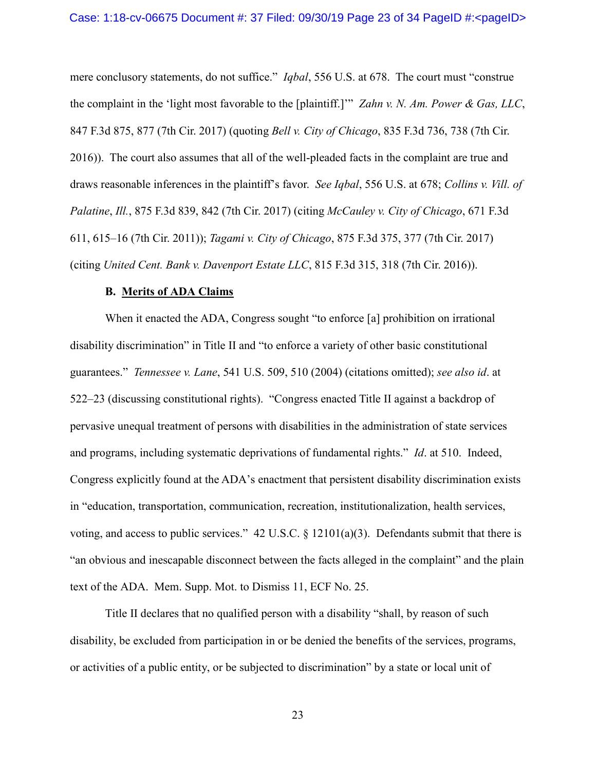mere conclusory statements, do not suffice." *Iqbal*, 556 U.S. at 678. The court must "construe the complaint in the 'light most favorable to the [plaintiff.]'" *Zahn v. N. Am. Power & Gas, LLC*, 847 F.3d 875, 877 (7th Cir. 2017) (quoting *Bell v. City of Chicago*, 835 F.3d 736, 738 (7th Cir. 2016)). The court also assumes that all of the well-pleaded facts in the complaint are true and draws reasonable inferences in the plaintiff's favor. *See Iqbal*, 556 U.S. at 678; *Collins v. Vill. of Palatine*, *Ill.*, 875 F.3d 839, 842 (7th Cir. 2017) (citing *McCauley v. City of Chicago*, 671 F.3d 611, 615–16 (7th Cir. 2011)); *Tagami v. City of Chicago*, 875 F.3d 375, 377 (7th Cir. 2017) (citing *United Cent. Bank v. Davenport Estate LLC*, 815 F.3d 315, 318 (7th Cir. 2016)).

**B. <u>Merits of ADA Claims</u>**

When it enacted the ADA, Congress sought "to enforce [a] prohibition on irrational disability discrimination" in Title II and "to enforce a variety of other basic constitutional guarantees." *Tennessee v. Lane*, 541 U.S. 509, 510 (2004) (citations omitted); *see also id*. at 522–23 (discussing constitutional rights). "Congress enacted Title II against a backdrop of pervasive unequal treatment of persons with disabilities in the administration of state services and programs, including systematic deprivations of fundamental rights." *Id*. at 510. Indeed, Congress explicitly found at the ADA's enactment that persistent disability discrimination exists in "education, transportation, communication, recreation, institutionalization, health services, voting, and access to public services." 42 U.S.C. § 12101(a)(3). Defendants submit that there is "an obvious and inescapable disconnect between the facts alleged in the complaint" and the plain text of the ADA. Mem. Supp. Mot. to Dismiss 11, ECF No. 25.

Title II declares that no qualified person with a disability "shall, by reason of such disability, be excluded from participation in or be denied the benefits of the services, programs, or activities of a public entity, or be subjected to discrimination" by a state or local unit of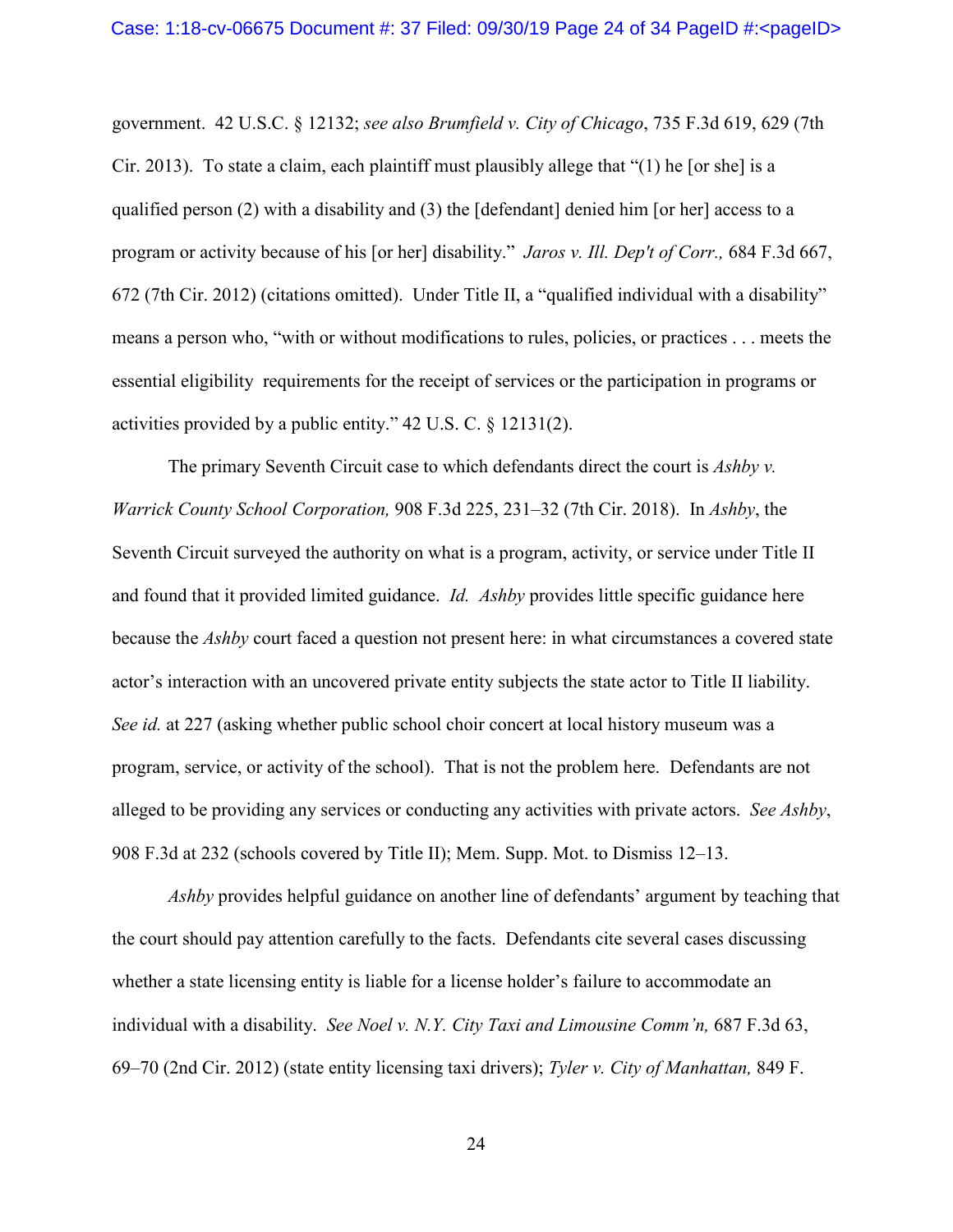government. 42 U.S.C. § 12132; *see also Brumfield v. City of Chicago*, 735 F.3d 619, 629 (7th Cir. 2013). To state a claim, each plaintiff must plausibly allege that "(1) he [or she] is a qualified person (2) with a disability and (3) the [defendant] denied him [or her] access to a program or activity because of his [or her] disability." *Jaros v. Ill. Dep't of Corr.,* 684 F.3d 667, 672 (7th Cir. 2012) (citations omitted). Under Title II, a "qualified individual with a disability" means a person who, "with or without modifications to rules, policies, or practices . . . meets the essential eligibility requirements for the receipt of services or the participation in programs or activities provided by a public entity." 42 U.S. C. § 12131(2).

The primary Seventh Circuit case to which defendants direct the court is *Ashby v. Warrick County School Corporation,* 908 F.3d 225, 231–32 (7th Cir. 2018). In *Ashby*, the Seventh Circuit surveyed the authority on what is a program, activity, or service under Title II and found that it provided limited guidance. *Id. Ashby* provides little specific guidance here because the *Ashby* court faced a question not present here: in what circumstances a covered state actor's interaction with an uncovered private entity subjects the state actor to Title II liability. *See id.* at 227 (asking whether public school choir concert at local history museum was a program, service, or activity of the school). That is not the problem here. Defendants are not alleged to be providing any services or conducting any activities with private actors. *See Ashby*, 908 F.3d at 232 (schools covered by Title II); Mem. Supp. Mot. to Dismiss 12–13.

*Ashby* provides helpful guidance on another line of defendants' argument by teaching that the court should pay attention carefully to the facts. Defendants cite several cases discussing whether a state licensing entity is liable for a license holder's failure to accommodate an individual with a disability. *See Noel v. N.Y. City Taxi and Limousine Comm'n,* 687 F.3d 63, 69–70 (2nd Cir. 2012) (state entity licensing taxi drivers); *Tyler v. City of Manhattan,* 849 F.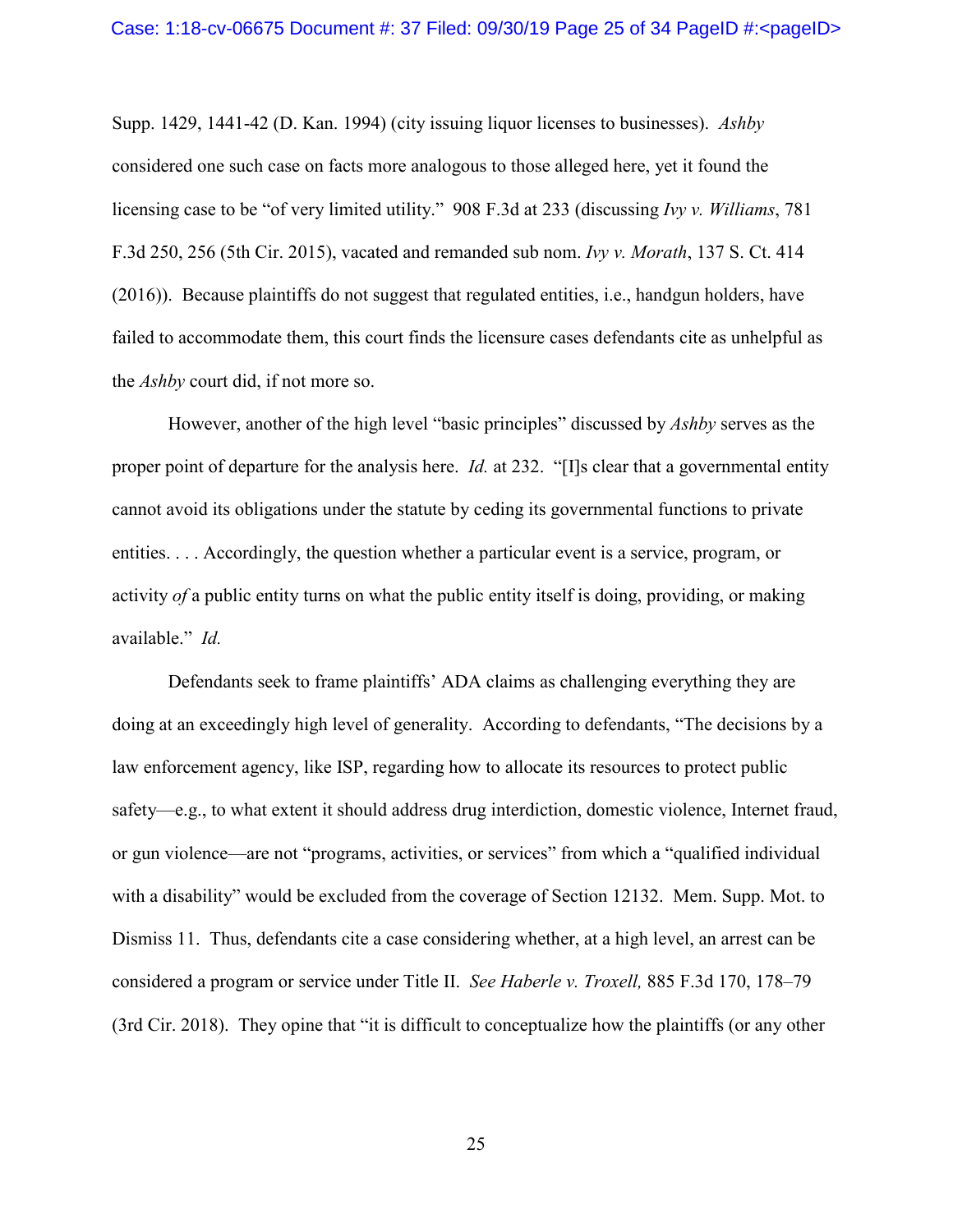Supp. 1429, 1441-42 (D. Kan. 1994) (city issuing liquor licenses to businesses). *Ashby* considered one such case on facts more analogous to those alleged here, yet it found the licensing case to be "of very limited utility." 908 F.3d at 233 (discussing *Ivy v. Williams*, 781 F.3d 250, 256 (5th Cir. 2015), vacated and remanded sub nom. *Ivy v. Morath*, 137 S. Ct. 414 (2016)). Because plaintiffs do not suggest that regulated entities, i.e., handgun holders, have failed to accommodate them, this court finds the licensure cases defendants cite as unhelpful as the *Ashby* court did, if not more so.

However, another of the high level "basic principles" discussed by *Ashby* serves as the proper point of departure for the analysis here. *Id.* at 232. "[I]s clear that a governmental entity cannot avoid its obligations under the statute by ceding its governmental functions to private entities. . . . Accordingly, the question whether a particular event is a service, program, or activity *of* a public entity turns on what the public entity itself is doing, providing, or making available." *Id.*

Defendants seek to frame plaintiffs' ADA claims as challenging everything they are doing at an exceedingly high level of generality. According to defendants, "The decisions by a law enforcement agency, like ISP, regarding how to allocate its resources to protect public safety—e.g., to what extent it should address drug interdiction, domestic violence, Internet fraud, or gun violence—are not "programs, activities, or services" from which a "qualified individual with a disability" would be excluded from the coverage of Section 12132. Mem. Supp. Mot. to Dismiss 11. Thus, defendants cite a case considering whether, at a high level, an arrest can be considered a program or service under Title II. *See Haberle v. Troxell,* 885 F.3d 170, 178–79 (3rd Cir. 2018). They opine that "it is difficult to conceptualize how the plaintiffs (or any other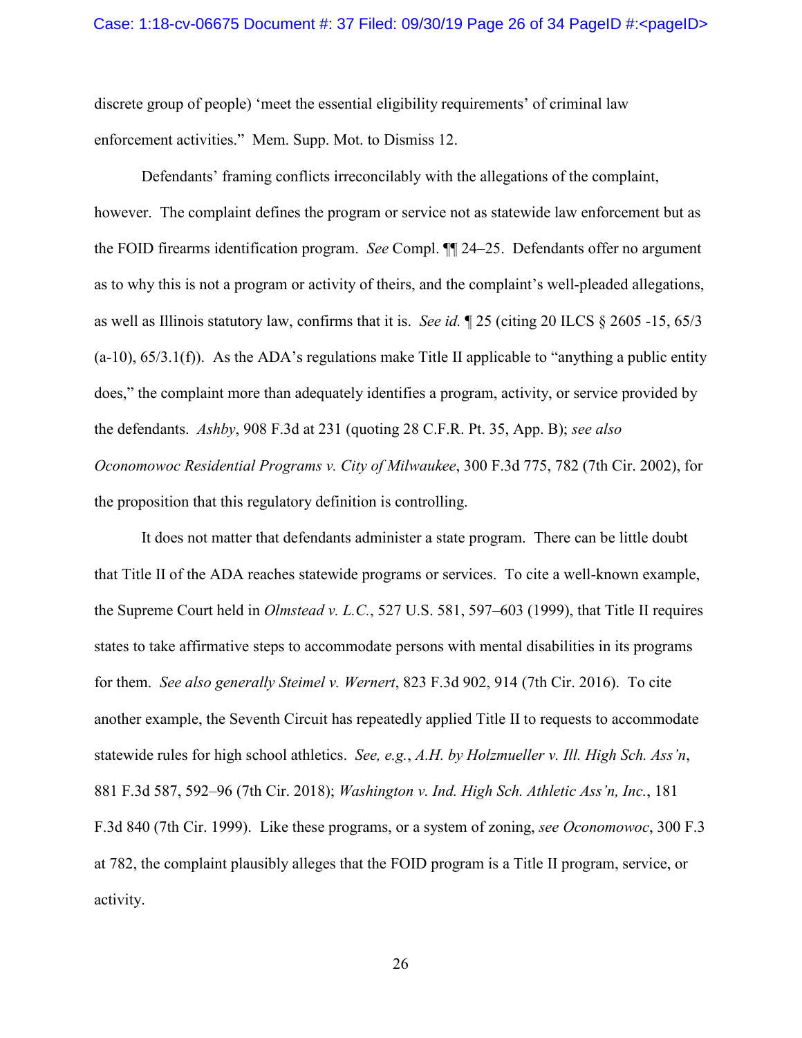discrete group of people) 'meet the essential eligibility requirements' of criminal law enforcement activities." Mem. Supp. Mot. to Dismiss 12.

Defendants' framing conflicts irreconcilably with the allegations of the complaint, however. The complaint defines the program or service not as statewide law enforcement but as the FOID firearms identification program. *See* Compl. ¶¶ 24–25. Defendants offer no argument as to why this is not a program or activity of theirs, and the complaint's well-pleaded allegations, as well as Illinois statutory law, confirms that it is. *See id.* ¶ 25 (citing 20 ILCS § 2605 -15, 65/3 (a-10), 65/3.1(f)). As the ADA's regulations make Title II applicable to "anything a public entity does," the complaint more than adequately identifies a program, activity, or service provided by the defendants. *Ashby*, 908 F.3d at 231 (quoting 28 C.F.R. Pt. 35, App. B); *see also Oconomowoc Residential Programs v. City of Milwaukee*, 300 F.3d 775, 782 (7th Cir. 2002), for the proposition that this regulatory definition is controlling.

It does not matter that defendants administer a state program. There can be little doubt that Title II of the ADA reaches statewide programs or services. To cite a well-known example, the Supreme Court held in *Olmstead v. L.C.*, 527 U.S. 581, 597–603 (1999), that Title II requires states to take affirmative steps to accommodate persons with mental disabilities in its programs for them. *See also generally Steimel v. Wernert*, 823 F.3d 902, 914 (7th Cir. 2016). To cite another example, the Seventh Circuit has repeatedly applied Title II to requests to accommodate statewide rules for high school athletics. *See, e.g.*, *A.H. by Holzmueller v. Ill. High Sch. Ass'n*, 881 F.3d 587, 592–96 (7th Cir. 2018); *Washington v. Ind. High Sch. Athletic Ass'n, Inc.*, 181 F.3d 840 (7th Cir. 1999). Like these programs, or a system of zoning, *see Oconomowoc*, 300 F.3 at 782, the complaint plausibly alleges that the FOID program is a Title II program, service, or activity.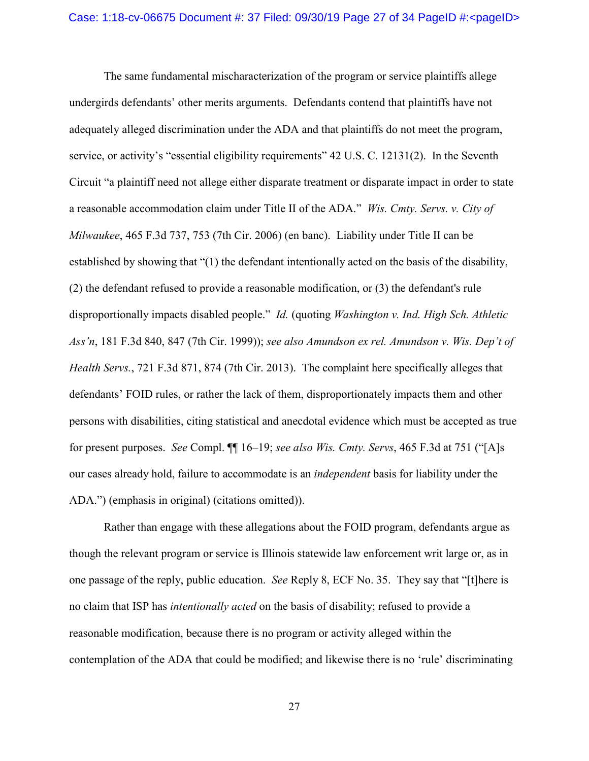The same fundamental mischaracterization of the program or service plaintiffs allege undergirds defendants' other merits arguments. Defendants contend that plaintiffs have not adequately alleged discrimination under the ADA and that plaintiffs do not meet the program, service, or activity's "essential eligibility requirements" 42 U.S. C. 12131(2). In the Seventh Circuit "a plaintiff need not allege either disparate treatment or disparate impact in order to state a reasonable accommodation claim under Title II of the ADA." *Wis. Cmty. Servs. v. City of Milwaukee*, 465 F.3d 737, 753 (7th Cir. 2006) (en banc). Liability under Title II can be established by showing that "(1) the defendant intentionally acted on the basis of the disability, (2) the defendant refused to provide a reasonable modification, or (3) the defendant's rule disproportionally impacts disabled people." *Id.* (quoting *Washington v. Ind. High Sch. Athletic Ass'n*, 181 F.3d 840, 847 (7th Cir. 1999)); *see also Amundson ex rel. Amundson v. Wis. Dep't of Health Servs.*, 721 F.3d 871, 874 (7th Cir. 2013). The complaint here specifically alleges that defendants' FOID rules, or rather the lack of them, disproportionately impacts them and other persons with disabilities, citing statistical and anecdotal evidence which must be accepted as true for present purposes. *See* Compl. ¶¶ 16–19; *see also Wis. Cmty. Servs*, 465 F.3d at 751 ("[A]s our cases already hold, failure to accommodate is an *independent* basis for liability under the ADA.") (emphasis in original) (citations omitted)).

Rather than engage with these allegations about the FOID program, defendants argue as though the relevant program or service is Illinois statewide law enforcement writ large or, as in one passage of the reply, public education. *See* Reply 8, ECF No. 35. They say that "[t]here is no claim that ISP has *intentionally acted* on the basis of disability; refused to provide a reasonable modification, because there is no program or activity alleged within the contemplation of the ADA that could be modified; and likewise there is no 'rule' discriminating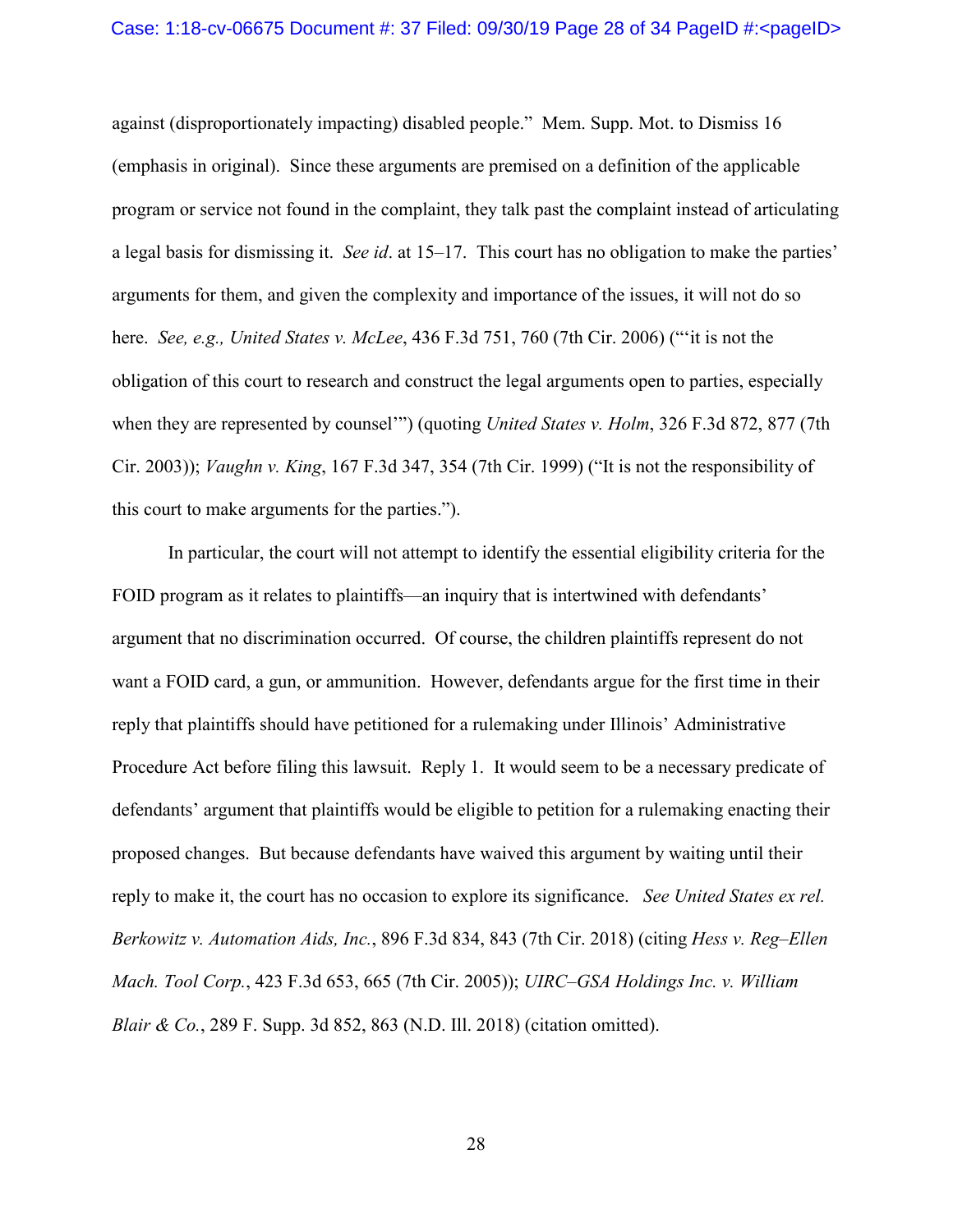against (disproportionately impacting) disabled people." Mem. Supp. Mot. to Dismiss 16 (emphasis in original). Since these arguments are premised on a definition of the applicable program or service not found in the complaint, they talk past the complaint instead of articulating a legal basis for dismissing it. *See id*. at 15–17. This court has no obligation to make the parties' arguments for them, and given the complexity and importance of the issues, it will not do so here. *See, e.g., United States v. McLee*, 436 F.3d 751, 760 (7th Cir. 2006) ("'it is not the obligation of this court to research and construct the legal arguments open to parties, especially when they are represented by counsel'") (quoting *United States v. Holm*, 326 F.3d 872, 877 (7th Cir. 2003)); *Vaughn v. King*, 167 F.3d 347, 354 (7th Cir. 1999) ("It is not the responsibility of this court to make arguments for the parties.").

In particular, the court will not attempt to identify the essential eligibility criteria for the FOID program as it relates to plaintiffs—an inquiry that is intertwined with defendants' argument that no discrimination occurred. Of course, the children plaintiffs represent do not want a FOID card, a gun, or ammunition. However, defendants argue for the first time in their reply that plaintiffs should have petitioned for a rulemaking under Illinois' Administrative Procedure Act before filing this lawsuit. Reply 1. It would seem to be a necessary predicate of defendants' argument that plaintiffs would be eligible to petition for a rulemaking enacting their proposed changes. But because defendants have waived this argument by waiting until their reply to make it, the court has no occasion to explore its significance. *See United States ex rel. Berkowitz v. Automation Aids, Inc.*, 896 F.3d 834, 843 (7th Cir. 2018) (citing *Hess v. Reg–Ellen Mach. Tool Corp.*, 423 F.3d 653, 665 (7th Cir. 2005)); *UIRC–GSA Holdings Inc. v. William Blair & Co.*, 289 F. Supp. 3d 852, 863 (N.D. Ill. 2018) (citation omitted).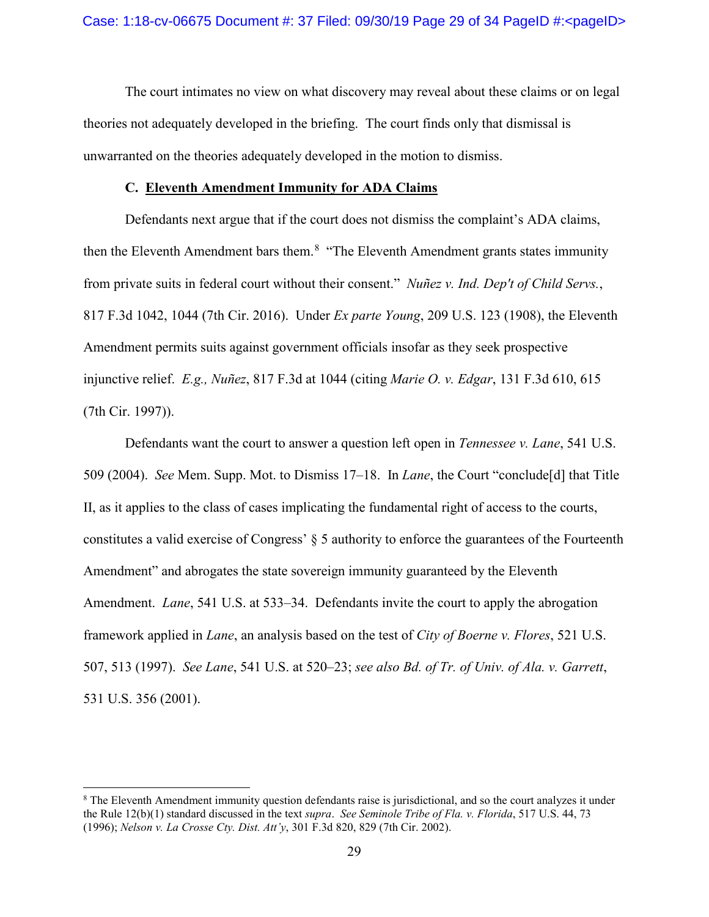The court intimates no view on what discovery may reveal about these claims or on legal theories not adequately developed in the briefing. The court finds only that dismissal is unwarranted on the theories adequately developed in the motion to dismiss.

### C. Eleventh Amendment Immunity for ADA Claims

Defendants next argue that if the court does not dismiss the complaint's ADA claims, then the Eleventh Amendment bars them.[8] "The Eleventh Amendment grants states immunity from private suits in federal court without their consent." *Nuñez v. Ind. Dep't of Child Servs.*, 817 F.3d 1042, 1044 (7th Cir. 2016). Under *Ex parte Young*, 209 U.S. 123 (1908), the Eleventh Amendment permits suits against government officials insofar as they seek prospective injunctive relief. *E.g., Nuñez*, 817 F.3d at 1044 (citing *Marie O. v. Edgar*, 131 F.3d 610, 615 (7th Cir. 1997)).

Defendants want the court to answer a question left open in *Tennessee v. Lane*, 541 U.S. 509 (2004). *See* Mem. Supp. Mot. to Dismiss 17–18. In *Lane*, the Court "conclude[d] that Title II, as it applies to the class of cases implicating the fundamental right of access to the courts, constitutes a valid exercise of Congress' § 5 authority to enforce the guarantees of the Fourteenth Amendment" and abrogates the state sovereign immunity guaranteed by the Eleventh Amendment. *Lane*, 541 U.S. at 533–34. Defendants invite the court to apply the abrogation framework applied in *Lane*, an analysis based on the test of *City of Boerne v. Flores*, 521 U.S. 507, 513 (1997). *See Lane*, 541 U.S. at 520–23; *see also Bd. of Tr. of Univ. of Ala. v. Garrett*, 531 U.S. 356 (2001).

---

[8] The Eleventh Amendment immunity question defendants raise is jurisdictional, and so the court analyzes it under the Rule 12(b)(1) standard discussed in the text *supra*. *See Seminole Tribe of Fla. v. Florida*, 517 U.S. 44, 73 (1996); *Nelson v. La Crosse Cty. Dist. Att'y*, 301 F.3d 820, 829 (7th Cir. 2002).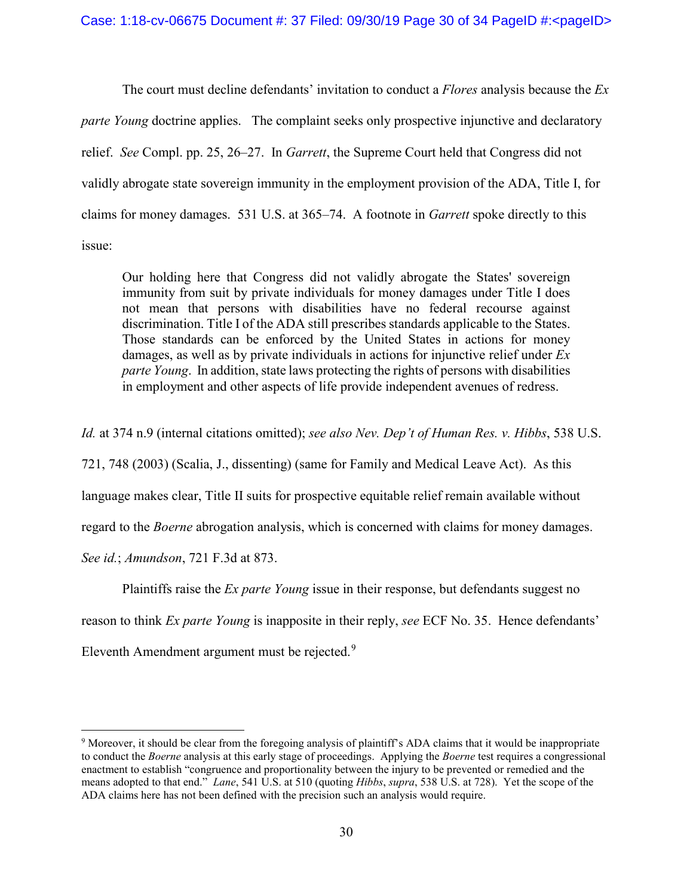The court must decline defendants' invitation to conduct a *Flores* analysis because the *Ex parte Young* doctrine applies. The complaint seeks only prospective injunctive and declaratory relief. *See* Compl. pp. 25, 26–27. In *Garrett*, the Supreme Court held that Congress did not validly abrogate state sovereign immunity in the employment provision of the ADA, Title I, for claims for money damages. 531 U.S. at 365–74. A footnote in *Garrett* spoke directly to this issue:

> Our holding here that Congress did not validly abrogate the States' sovereign immunity from suit by private individuals for money damages under Title I does not mean that persons with disabilities have no federal recourse against discrimination. Title I of the ADA still prescribes standards applicable to the States. Those standards can be enforced by the United States in actions for money damages, as well as by private individuals in actions for injunctive relief under *Ex parte Young*. In addition, state laws protecting the rights of persons with disabilities in employment and other aspects of life provide independent avenues of redress.

*Id.* at 374 n.9 (internal citations omitted); *see also Nev. Dep't of Human Res. v. Hibbs*, 538 U.S. 721, 748 (2003) (Scalia, J., dissenting) (same for Family and Medical Leave Act). As this language makes clear, Title II suits for prospective equitable relief remain available without regard to the *Boerne* abrogation analysis, which is concerned with claims for money damages. *See id.*; *Amundson*, 721 F.3d at 873.

Plaintiffs raise the *Ex parte Young* issue in their response, but defendants suggest no reason to think *Ex parte Young* is inapposite in their reply, *see* ECF No. 35. Hence defendants' Eleventh Amendment argument must be rejected.[9]

---

[9] Moreover, it should be clear from the foregoing analysis of plaintiff's ADA claims that it would be inappropriate to conduct the *Boerne* analysis at this early stage of proceedings. Applying the *Boerne* test requires a congressional enactment to establish "congruence and proportionality between the injury to be prevented or remedied and the means adopted to that end." *Lane*, 541 U.S. at 510 (quoting *Hibbs*, *supra*, 538 U.S. at 728). Yet the scope of the ADA claims here has not been defined with the precision such an analysis would require.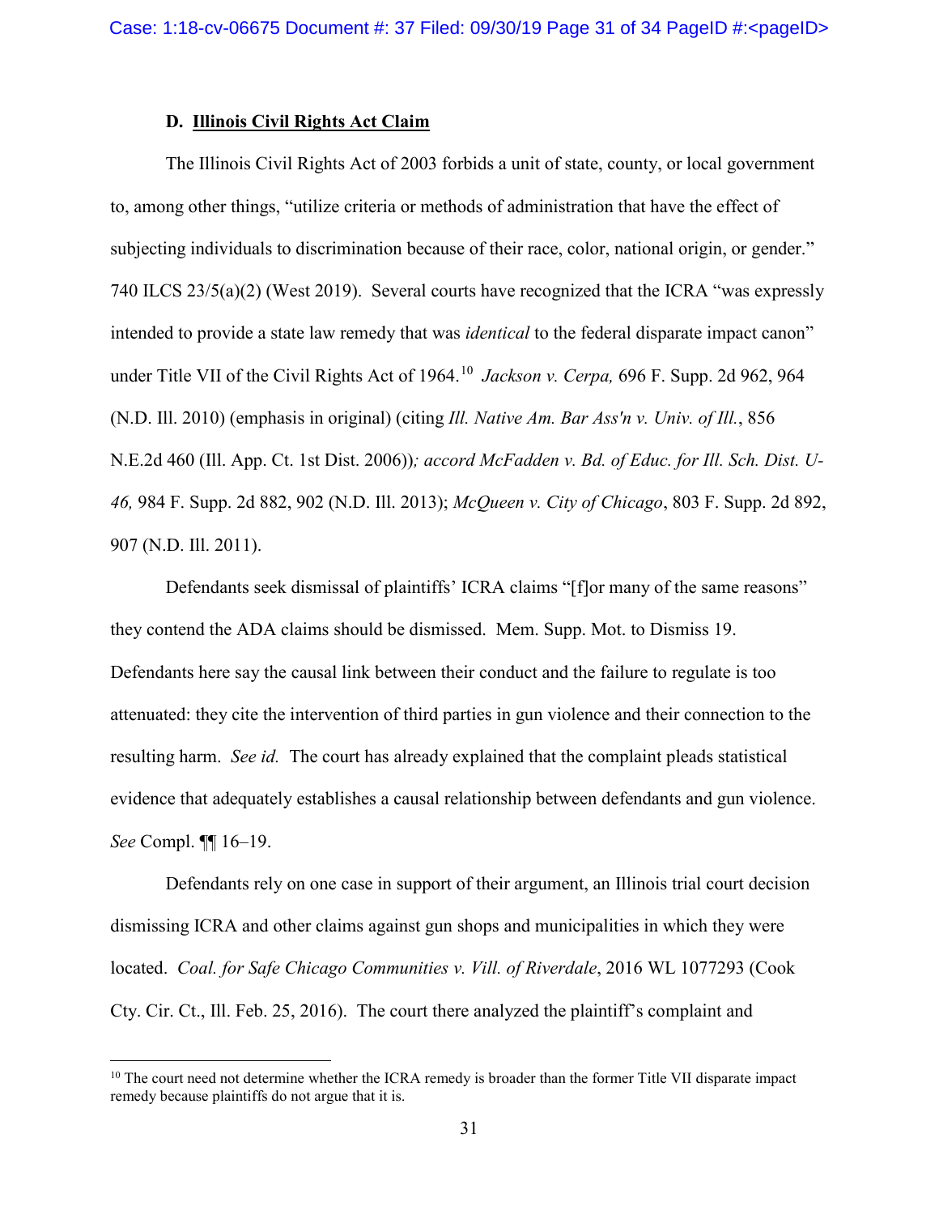### D. **Illinois Civil Rights Act Claim**

The Illinois Civil Rights Act of 2003 forbids a unit of state, county, or local government to, among other things, "utilize criteria or methods of administration that have the effect of subjecting individuals to discrimination because of their race, color, national origin, or gender." 740 ILCS 23/5(a)(2) (West 2019). Several courts have recognized that the ICRA "was expressly intended to provide a state law remedy that was *identical* to the federal disparate impact canon" under Title VII of the Civil Rights Act of 1964.[10] *Jackson v. Cerpa,* 696 F. Supp. 2d 962, 964 (N.D. Ill. 2010) (emphasis in original) (citing *Ill. Native Am. Bar Ass'n v. Univ. of Ill.*, 856 N.E.2d 460 (Ill. App. Ct. 1st Dist. 2006))*; accord McFadden v. Bd. of Educ. for Ill. Sch. Dist. U-46,* 984 F. Supp. 2d 882, 902 (N.D. Ill. 2013); *McQueen v. City of Chicago*, 803 F. Supp. 2d 892, 907 (N.D. Ill. 2011).

Defendants seek dismissal of plaintiffs' ICRA claims "[f]or many of the same reasons" they contend the ADA claims should be dismissed. Mem. Supp. Mot. to Dismiss 19. Defendants here say the causal link between their conduct and the failure to regulate is too attenuated: they cite the intervention of third parties in gun violence and their connection to the resulting harm. *See id.* The court has already explained that the complaint pleads statistical evidence that adequately establishes a causal relationship between defendants and gun violence. *See* Compl. ¶¶ 16–19.

Defendants rely on one case in support of their argument, an Illinois trial court decision dismissing ICRA and other claims against gun shops and municipalities in which they were located. *Coal. for Safe Chicago Communities v. Vill. of Riverdale*, 2016 WL 1077293 (Cook Cty. Cir. Ct., Ill. Feb. 25, 2016). The court there analyzed the plaintiff's complaint and

---

[10] The court need not determine whether the ICRA remedy is broader than the former Title VII disparate impact remedy because plaintiffs do not argue that it is.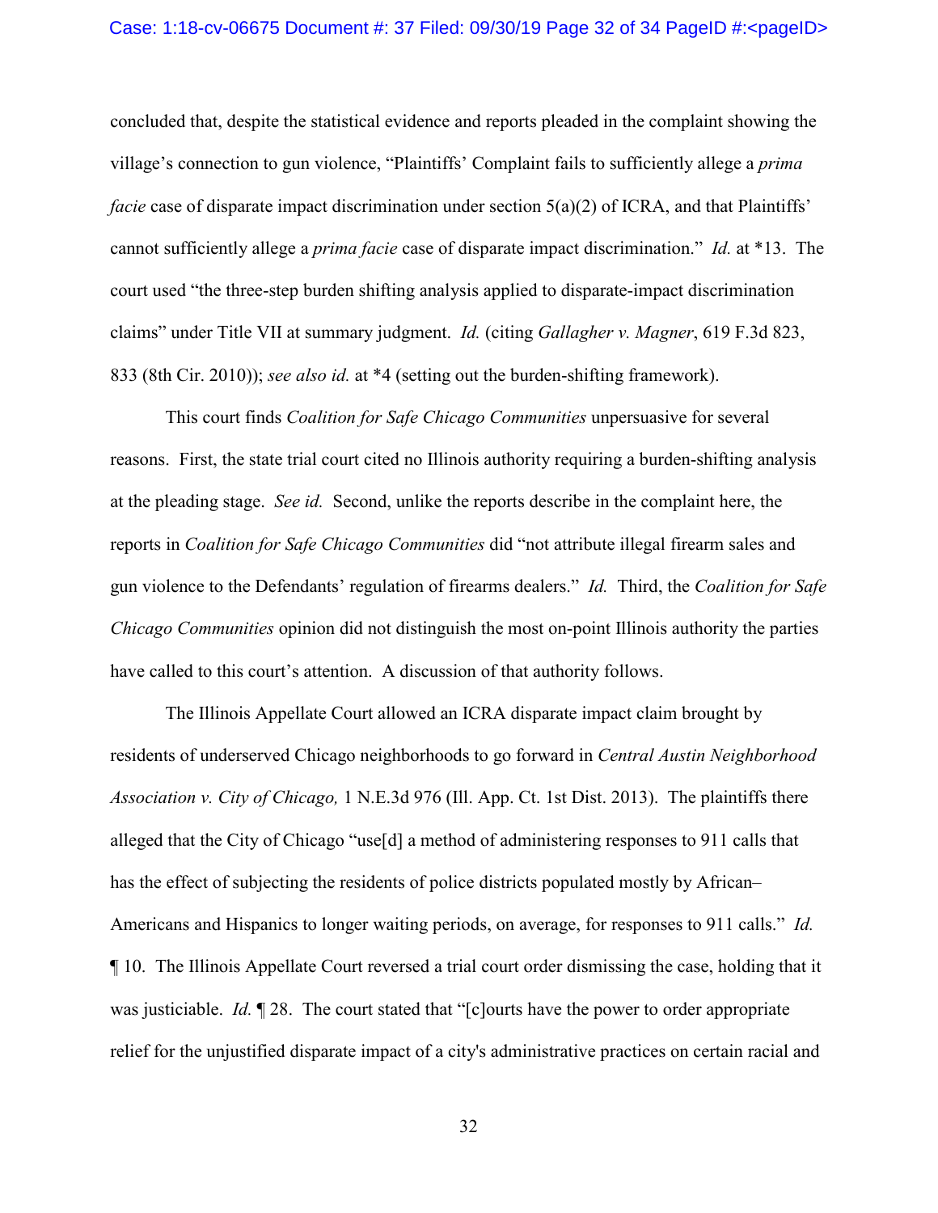concluded that, despite the statistical evidence and reports pleaded in the complaint showing the village's connection to gun violence, "Plaintiffs' Complaint fails to sufficiently allege a *prima facie* case of disparate impact discrimination under section 5(a)(2) of ICRA, and that Plaintiffs' cannot sufficiently allege a *prima facie* case of disparate impact discrimination." *Id.* at *13. The court used "the three-step burden shifting analysis applied to disparate-impact discrimination claims" under Title VII at summary judgment. *Id.* (citing *Gallagher v. Magner*, 619 F.3d 823, 833 (8th Cir. 2010)); *see also id.* at *4 (setting out the burden-shifting framework).

This court finds *Coalition for Safe Chicago Communities* unpersuasive for several reasons. First, the state trial court cited no Illinois authority requiring a burden-shifting analysis at the pleading stage. *See id.* Second, unlike the reports describe in the complaint here, the reports in *Coalition for Safe Chicago Communities* did "not attribute illegal firearm sales and gun violence to the Defendants' regulation of firearms dealers." *Id.* Third, the *Coalition for Safe Chicago Communities* opinion did not distinguish the most on-point Illinois authority the parties have called to this court's attention. A discussion of that authority follows.

The Illinois Appellate Court allowed an ICRA disparate impact claim brought by residents of underserved Chicago neighborhoods to go forward in *Central Austin Neighborhood Association v. City of Chicago,* 1 N.E.3d 976 (Ill. App. Ct. 1st Dist. 2013). The plaintiffs there alleged that the City of Chicago "use[d] a method of administering responses to 911 calls that has the effect of subjecting the residents of police districts populated mostly by African–Americans and Hispanics to longer waiting periods, on average, for responses to 911 calls." *Id.* ¶ 10. The Illinois Appellate Court reversed a trial court order dismissing the case, holding that it was justiciable. *Id.* ¶ 28. The court stated that "[c]ourts have the power to order appropriate relief for the unjustified disparate impact of a city's administrative practices on certain racial and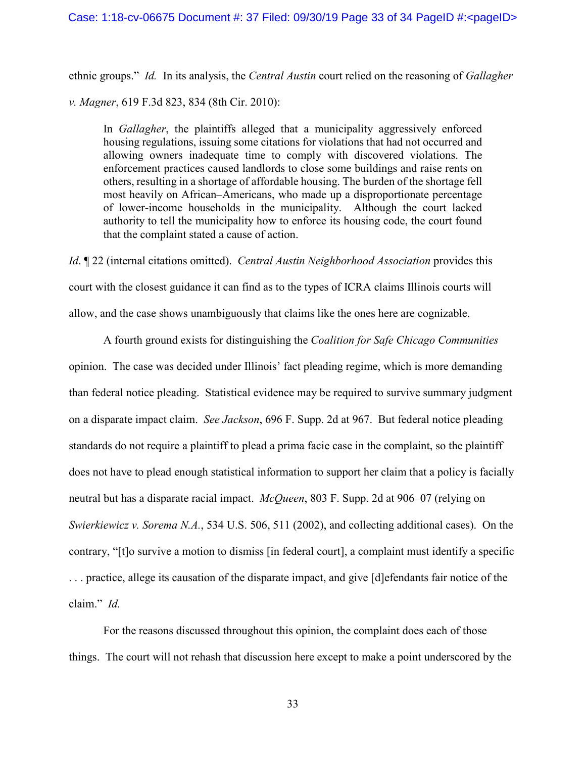ethnic groups." *Id.* In its analysis, the *Central Austin* court relied on the reasoning of *Gallagher v. Magner*, 619 F.3d 823, 834 (8th Cir. 2010):

> In *Gallagher*, the plaintiffs alleged that a municipality aggressively enforced housing regulations, issuing some citations for violations that had not occurred and allowing owners inadequate time to comply with discovered violations. The enforcement practices caused landlords to close some buildings and raise rents on others, resulting in a shortage of affordable housing. The burden of the shortage fell most heavily on African–Americans, who made up a disproportionate percentage of lower-income households in the municipality. Although the court lacked authority to tell the municipality how to enforce its housing code, the court found that the complaint stated a cause of action.

*Id*. ¶ 22 (internal citations omitted). *Central Austin Neighborhood Association* provides this court with the closest guidance it can find as to the types of ICRA claims Illinois courts will allow, and the case shows unambiguously that claims like the ones here are cognizable.

A fourth ground exists for distinguishing the *Coalition for Safe Chicago Communities* opinion. The case was decided under Illinois' fact pleading regime, which is more demanding than federal notice pleading. Statistical evidence may be required to survive summary judgment on a disparate impact claim. *See Jackson*, 696 F. Supp. 2d at 967. But federal notice pleading standards do not require a plaintiff to plead a prima facie case in the complaint, so the plaintiff does not have to plead enough statistical information to support her claim that a policy is facially neutral but has a disparate racial impact. *McQueen*, 803 F. Supp. 2d at 906–07 (relying on *Swierkiewicz v. Sorema N.A.*, 534 U.S. 506, 511 (2002), and collecting additional cases). On the contrary, "[t]o survive a motion to dismiss [in federal court], a complaint must identify a specific . . . practice, allege its causation of the disparate impact, and give [d]efendants fair notice of the claim." *Id.*

For the reasons discussed throughout this opinion, the complaint does each of those things. The court will not rehash that discussion here except to make a point underscored by the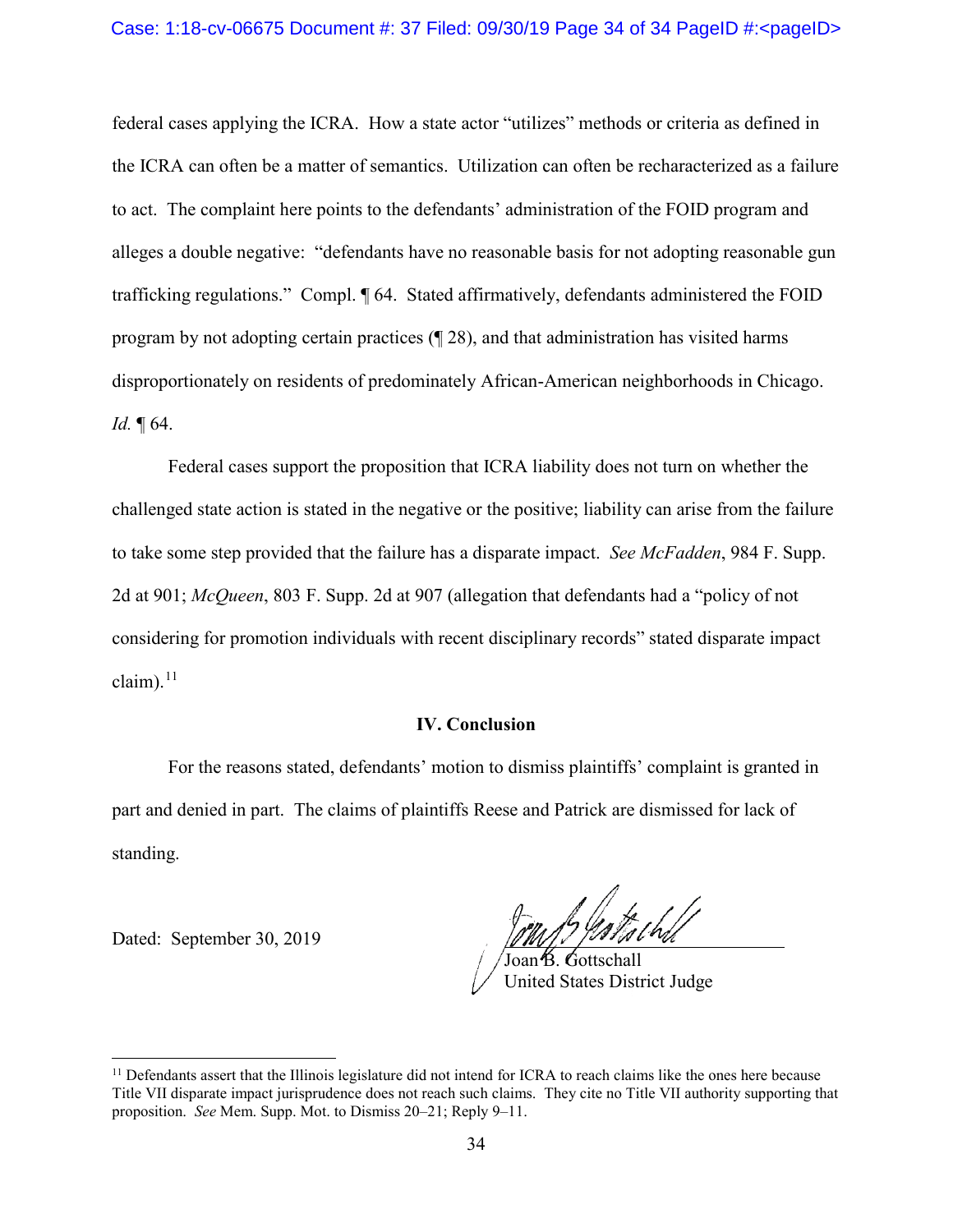federal cases applying the ICRA. How a state actor "utilizes" methods or criteria as defined in the ICRA can often be a matter of semantics. Utilization can often be recharacterized as a failure to act. The complaint here points to the defendants' administration of the FOID program and alleges a double negative: "defendants have no reasonable basis for not adopting reasonable gun trafficking regulations." Compl. ¶ 64. Stated affirmatively, defendants administered the FOID program by not adopting certain practices (¶ 28), and that administration has visited harms disproportionately on residents of predominately African-American neighborhoods in Chicago. *Id.* ¶ 64.

Federal cases support the proposition that ICRA liability does not turn on whether the challenged state action is stated in the negative or the positive; liability can arise from the failure to take some step provided that the failure has a disparate impact. *See McFadden*, 984 F. Supp. 2d at 901; *McQueen*, 803 F. Supp. 2d at 907 (allegation that defendants had a "policy of not considering for promotion individuals with recent disciplinary records" stated disparate impact claim).[11]

## IV. Conclusion

For the reasons stated, defendants' motion to dismiss plaintiffs' complaint is granted in part and denied in part. The claims of plaintiffs Reese and Patrick are dismissed for lack of standing.

Dated: September 30, 2019

Joan B. Gottschall
United States District Judge

---

[11] Defendants assert that the Illinois legislature did not intend for ICRA to reach claims like the ones here because Title VII disparate impact jurisprudence does not reach such claims. They cite no Title VII authority supporting that proposition. *See* Mem. Supp. Mot. to Dismiss 20–21; Reply 9–11.